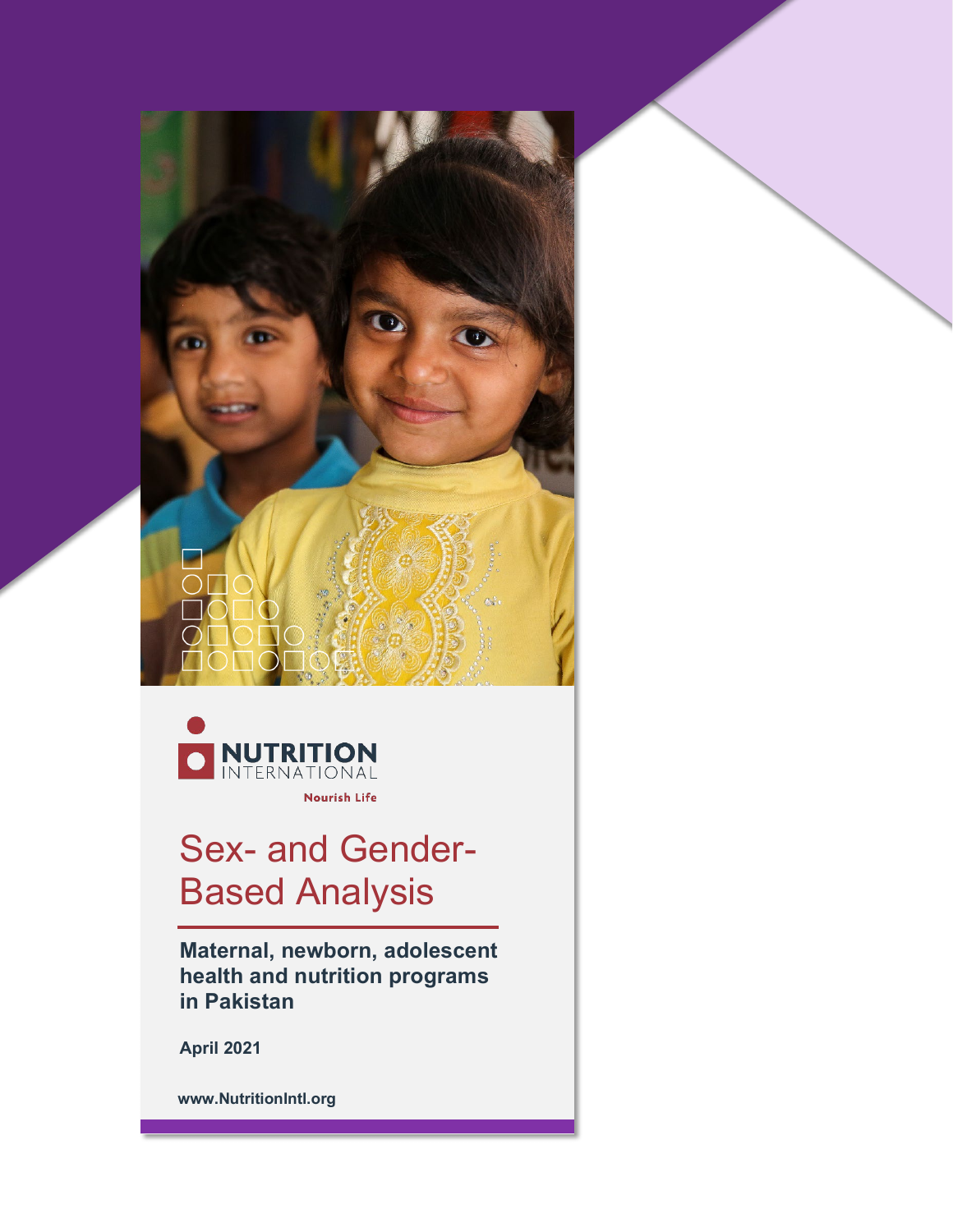NUTRITION INTERNATIONAL

Nourish Life

# Sex- and Gender-Based Analysis

**Maternal, newborn, adolescent health and nutrition programs in Pakistan**

**April 2021**

**www.NutritionIntl.org**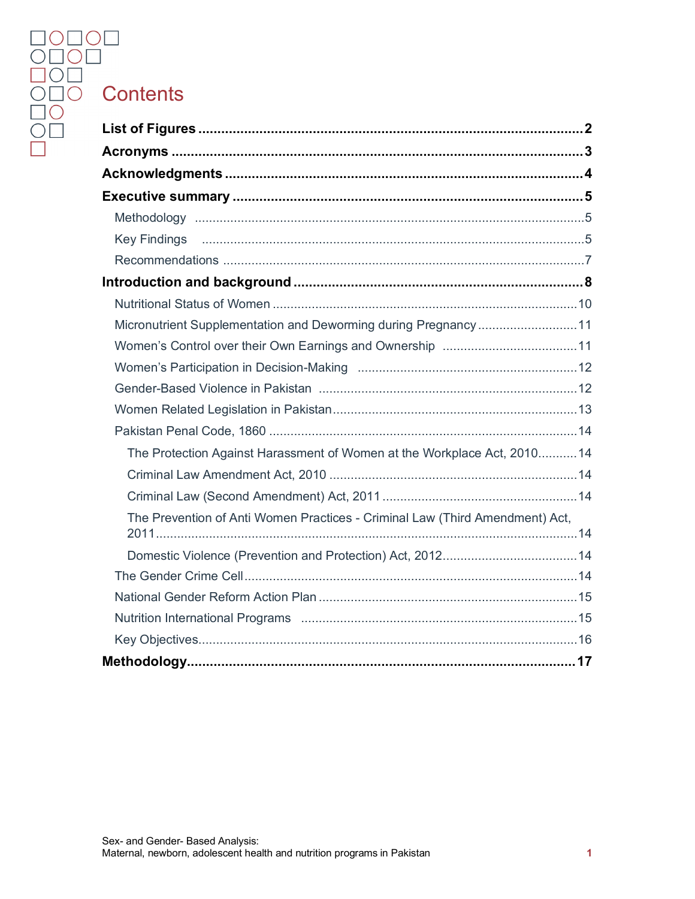# Contents

**List of Figures** .......... **2**

**Acronyms** .......... **3**

**Acknowledgments** .......... **4**

**Executive summary** .......... **5**

- Methodology .......... 5
- Key Findings .......... 5
- Recommendations .......... 7

**Introduction and background** .......... **8**

- Nutritional Status of Women .......... 10
- Micronutrient Supplementation and Deworming during Pregnancy .......... 11
- Women's Control over their Own Earnings and Ownership .......... 11
- Women's Participation in Decision-Making .......... 12
- Gender-Based Violence in Pakistan .......... 12
- Women Related Legislation in Pakistan .......... 13
- Pakistan Penal Code, 1860 .......... 14
  - The Protection Against Harassment of Women at the Workplace Act, 2010 .......... 14
  - Criminal Law Amendment Act, 2010 .......... 14
  - Criminal Law (Second Amendment) Act, 2011 .......... 14
  - The Prevention of Anti Women Practices - Criminal Law (Third Amendment) Act, 2011 .......... 14
  - Domestic Violence (Prevention and Protection) Act, 2012 .......... 14
- The Gender Crime Cell .......... 14
- National Gender Reform Action Plan .......... 15
- Nutrition International Programs .......... 15
- Key Objectives .......... 16

**Methodology** .......... **17**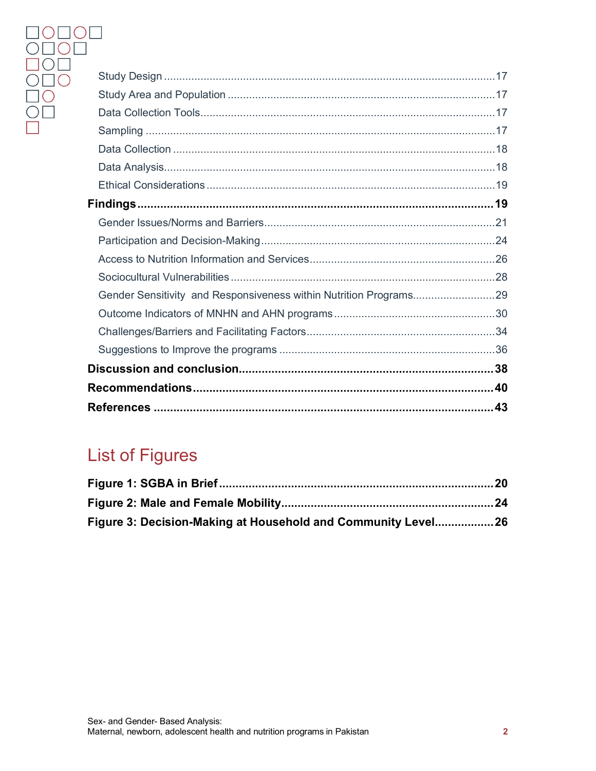Study Design ....................................................................................................17
Study Area and Population .................................................................................17
Data Collection Tools..........................................................................................17
Sampling ..........................................................................................................17
Data Collection ..................................................................................................18
Data Analysis.....................................................................................................18
Ethical Considerations .......................................................................................19

**Findings ................................................................................................................19**

Gender Issues/Norms and Barriers.........................................................................21
Participation and Decision-Making..........................................................................24
Access to Nutrition Information and Services...........................................................26
Sociocultural Vulnerabilities....................................................................................28
Gender Sensitivity and Responsiveness within Nutrition Programs.........................29
Outcome Indicators of MNHN and AHN programs...................................................30
Challenges/Barriers and Facilitating Factors............................................................34
Suggestions to Improve the programs .....................................................................36

**Discussion and conclusion...................................................................................38**

**Recommendations.................................................................................................40**

**References ...........................................................................................................43**

## List of Figures

**Figure 1: SGBA in Brief...........................................................................................20**

**Figure 2: Male and Female Mobility.........................................................................24**

**Figure 3: Decision-Making at Household and Community Level..............................26**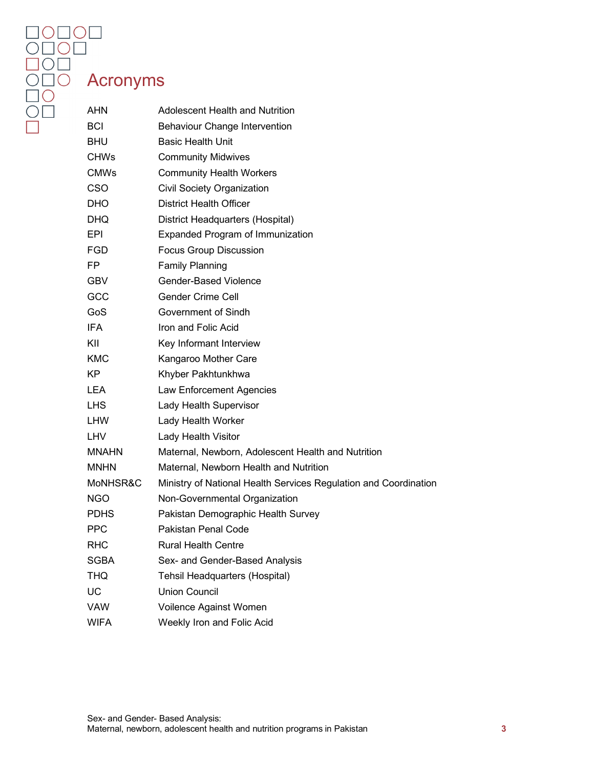# Acronyms

| | |
|---|---|
| AHN | Adolescent Health and Nutrition |
| BCI | Behaviour Change Intervention |
| BHU | Basic Health Unit |
| CHWs | Community Midwives |
| CMWs | Community Health Workers |
| CSO | Civil Society Organization |
| DHO | District Health Officer |
| DHQ | District Headquarters (Hospital) |
| EPI | Expanded Program of Immunization |
| FGD | Focus Group Discussion |
| FP | Family Planning |
| GBV | Gender-Based Violence |
| GCC | Gender Crime Cell |
| GoS | Government of Sindh |
| IFA | Iron and Folic Acid |
| KII | Key Informant Interview |
| KMC | Kangaroo Mother Care |
| KP | Khyber Pakhtunkhwa |
| LEA | Law Enforcement Agencies |
| LHS | Lady Health Supervisor |
| LHW | Lady Health Worker |
| LHV | Lady Health Visitor |
| MNAHN | Maternal, Newborn, Adolescent Health and Nutrition |
| MNHN | Maternal, Newborn Health and Nutrition |
| MoNHSR&C | Ministry of National Health Services Regulation and Coordination |
| NGO | Non-Governmental Organization |
| PDHS | Pakistan Demographic Health Survey |
| PPC | Pakistan Penal Code |
| RHC | Rural Health Centre |
| SGBA | Sex- and Gender-Based Analysis |
| THQ | Tehsil Headquarters (Hospital) |
| UC | Union Council |
| VAW | Voilence Against Women |
| WIFA | Weekly Iron and Folic Acid |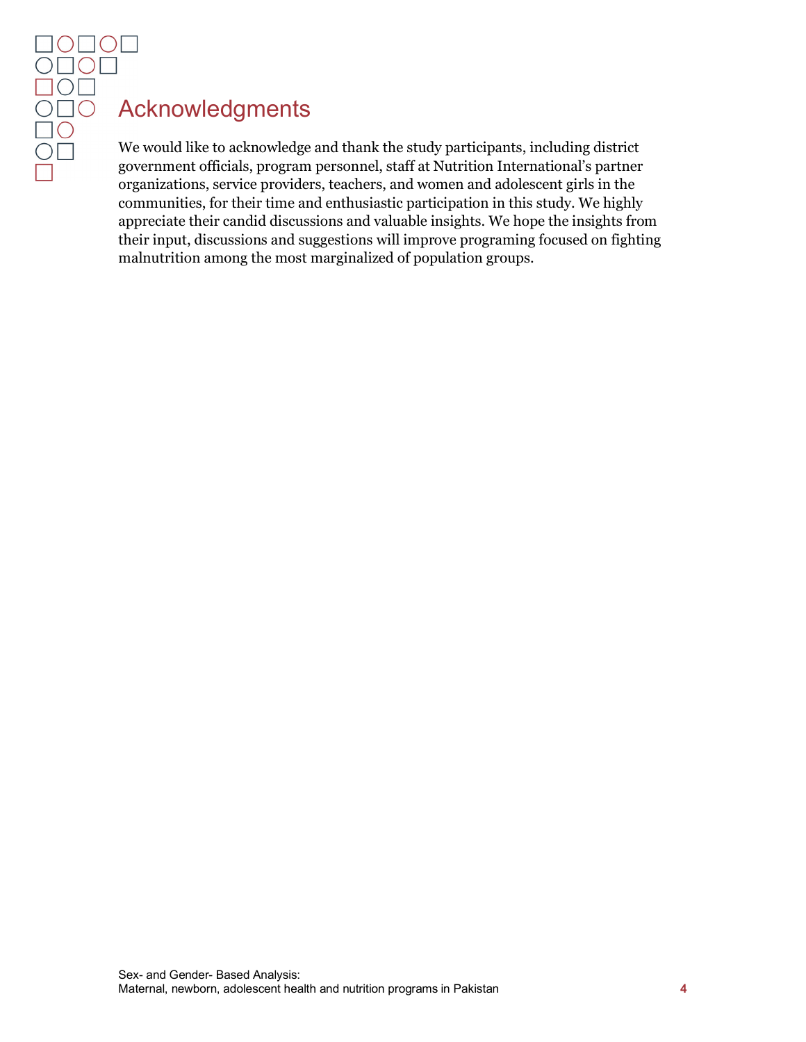# Acknowledgments

We would like to acknowledge and thank the study participants, including district government officials, program personnel, staff at Nutrition International's partner organizations, service providers, teachers, and women and adolescent girls in the communities, for their time and enthusiastic participation in this study. We highly appreciate their candid discussions and valuable insights. We hope the insights from their input, discussions and suggestions will improve programing focused on fighting malnutrition among the most marginalized of population groups.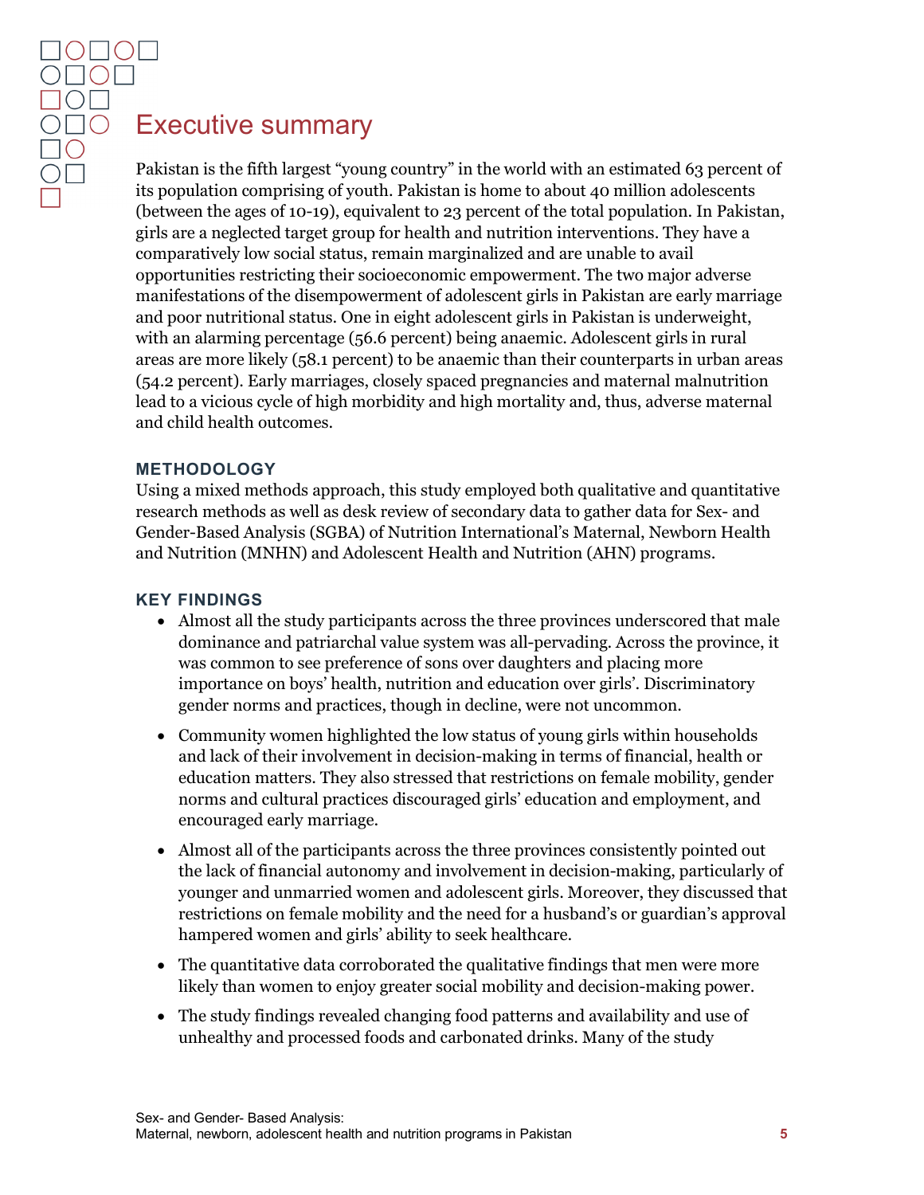# Executive summary

Pakistan is the fifth largest "young country" in the world with an estimated 63 percent of its population comprising of youth. Pakistan is home to about 40 million adolescents (between the ages of 10-19), equivalent to 23 percent of the total population. In Pakistan, girls are a neglected target group for health and nutrition interventions. They have a comparatively low social status, remain marginalized and are unable to avail opportunities restricting their socioeconomic empowerment. The two major adverse manifestations of the disempowerment of adolescent girls in Pakistan are early marriage and poor nutritional status. One in eight adolescent girls in Pakistan is underweight, with an alarming percentage (56.6 percent) being anaemic. Adolescent girls in rural areas are more likely (58.1 percent) to be anaemic than their counterparts in urban areas (54.2 percent). Early marriages, closely spaced pregnancies and maternal malnutrition lead to a vicious cycle of high morbidity and high mortality and, thus, adverse maternal and child health outcomes.

## METHODOLOGY

Using a mixed methods approach, this study employed both qualitative and quantitative research methods as well as desk review of secondary data to gather data for Sex- and Gender-Based Analysis (SGBA) of Nutrition International's Maternal, Newborn Health and Nutrition (MNHN) and Adolescent Health and Nutrition (AHN) programs.

## KEY FINDINGS

- Almost all the study participants across the three provinces underscored that male dominance and patriarchal value system was all-pervading. Across the province, it was common to see preference of sons over daughters and placing more importance on boys' health, nutrition and education over girls'. Discriminatory gender norms and practices, though in decline, were not uncommon.
- Community women highlighted the low status of young girls within households and lack of their involvement in decision-making in terms of financial, health or education matters. They also stressed that restrictions on female mobility, gender norms and cultural practices discouraged girls' education and employment, and encouraged early marriage.
- Almost all of the participants across the three provinces consistently pointed out the lack of financial autonomy and involvement in decision-making, particularly of younger and unmarried women and adolescent girls. Moreover, they discussed that restrictions on female mobility and the need for a husband's or guardian's approval hampered women and girls' ability to seek healthcare.
- The quantitative data corroborated the qualitative findings that men were more likely than women to enjoy greater social mobility and decision-making power.
- The study findings revealed changing food patterns and availability and use of unhealthy and processed foods and carbonated drinks. Many of the study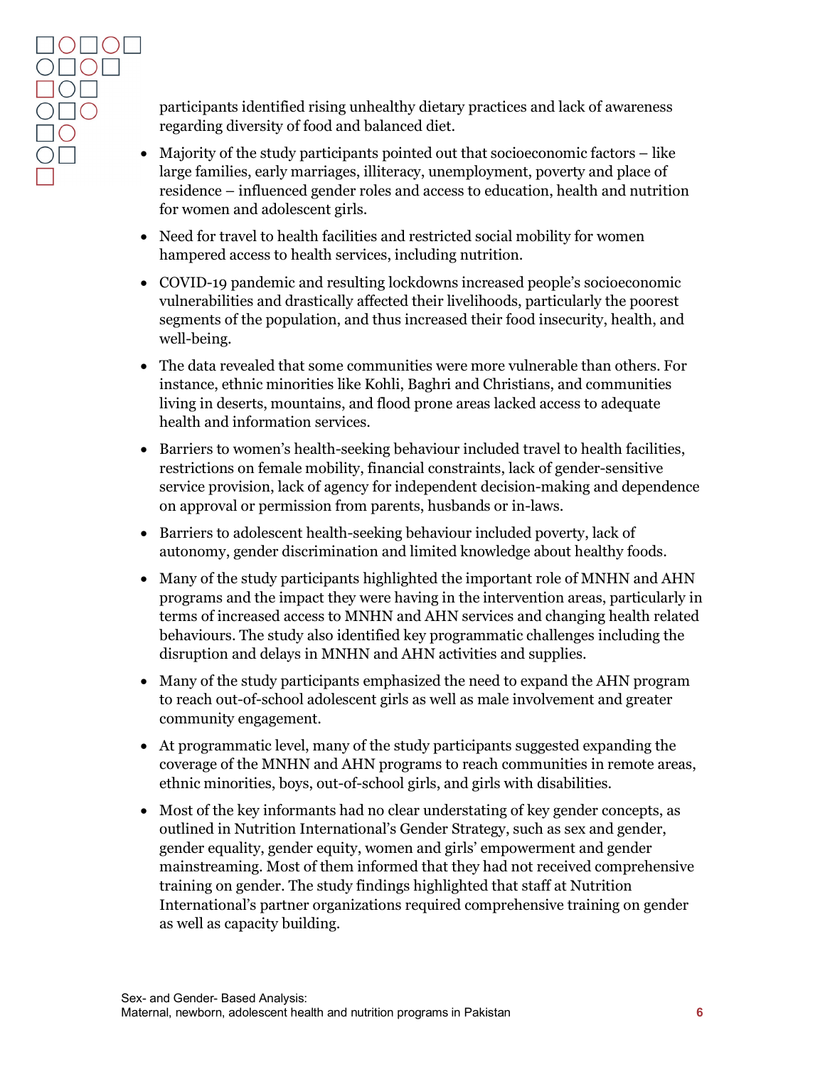participants identified rising unhealthy dietary practices and lack of awareness regarding diversity of food and balanced diet.

- Majority of the study participants pointed out that socioeconomic factors – like large families, early marriages, illiteracy, unemployment, poverty and place of residence – influenced gender roles and access to education, health and nutrition for women and adolescent girls.
- Need for travel to health facilities and restricted social mobility for women hampered access to health services, including nutrition.
- COVID-19 pandemic and resulting lockdowns increased people's socioeconomic vulnerabilities and drastically affected their livelihoods, particularly the poorest segments of the population, and thus increased their food insecurity, health, and well-being.
- The data revealed that some communities were more vulnerable than others. For instance, ethnic minorities like Kohli, Baghri and Christians, and communities living in deserts, mountains, and flood prone areas lacked access to adequate health and information services.
- Barriers to women's health-seeking behaviour included travel to health facilities, restrictions on female mobility, financial constraints, lack of gender-sensitive service provision, lack of agency for independent decision-making and dependence on approval or permission from parents, husbands or in-laws.
- Barriers to adolescent health-seeking behaviour included poverty, lack of autonomy, gender discrimination and limited knowledge about healthy foods.
- Many of the study participants highlighted the important role of MNHN and AHN programs and the impact they were having in the intervention areas, particularly in terms of increased access to MNHN and AHN services and changing health related behaviours. The study also identified key programmatic challenges including the disruption and delays in MNHN and AHN activities and supplies.
- Many of the study participants emphasized the need to expand the AHN program to reach out-of-school adolescent girls as well as male involvement and greater community engagement.
- At programmatic level, many of the study participants suggested expanding the coverage of the MNHN and AHN programs to reach communities in remote areas, ethnic minorities, boys, out-of-school girls, and girls with disabilities.
- Most of the key informants had no clear understating of key gender concepts, as outlined in Nutrition International's Gender Strategy, such as sex and gender, gender equality, gender equity, women and girls' empowerment and gender mainstreaming. Most of them informed that they had not received comprehensive training on gender. The study findings highlighted that staff at Nutrition International's partner organizations required comprehensive training on gender as well as capacity building.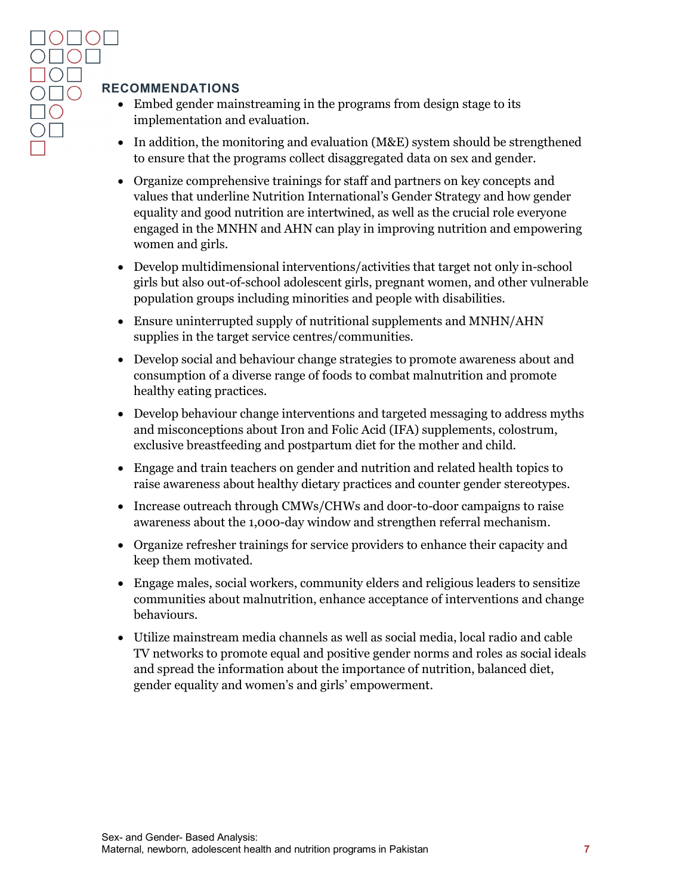## RECOMMENDATIONS

- Embed gender mainstreaming in the programs from design stage to its implementation and evaluation.
- In addition, the monitoring and evaluation (M&E) system should be strengthened to ensure that the programs collect disaggregated data on sex and gender.
- Organize comprehensive trainings for staff and partners on key concepts and values that underline Nutrition International's Gender Strategy and how gender equality and good nutrition are intertwined, as well as the crucial role everyone engaged in the MNHN and AHN can play in improving nutrition and empowering women and girls.
- Develop multidimensional interventions/activities that target not only in-school girls but also out-of-school adolescent girls, pregnant women, and other vulnerable population groups including minorities and people with disabilities.
- Ensure uninterrupted supply of nutritional supplements and MNHN/AHN supplies in the target service centres/communities.
- Develop social and behaviour change strategies to promote awareness about and consumption of a diverse range of foods to combat malnutrition and promote healthy eating practices.
- Develop behaviour change interventions and targeted messaging to address myths and misconceptions about Iron and Folic Acid (IFA) supplements, colostrum, exclusive breastfeeding and postpartum diet for the mother and child.
- Engage and train teachers on gender and nutrition and related health topics to raise awareness about healthy dietary practices and counter gender stereotypes.
- Increase outreach through CMWs/CHWs and door-to-door campaigns to raise awareness about the 1,000-day window and strengthen referral mechanism.
- Organize refresher trainings for service providers to enhance their capacity and keep them motivated.
- Engage males, social workers, community elders and religious leaders to sensitize communities about malnutrition, enhance acceptance of interventions and change behaviours.
- Utilize mainstream media channels as well as social media, local radio and cable TV networks to promote equal and positive gender norms and roles as social ideals and spread the information about the importance of nutrition, balanced diet, gender equality and women's and girls' empowerment.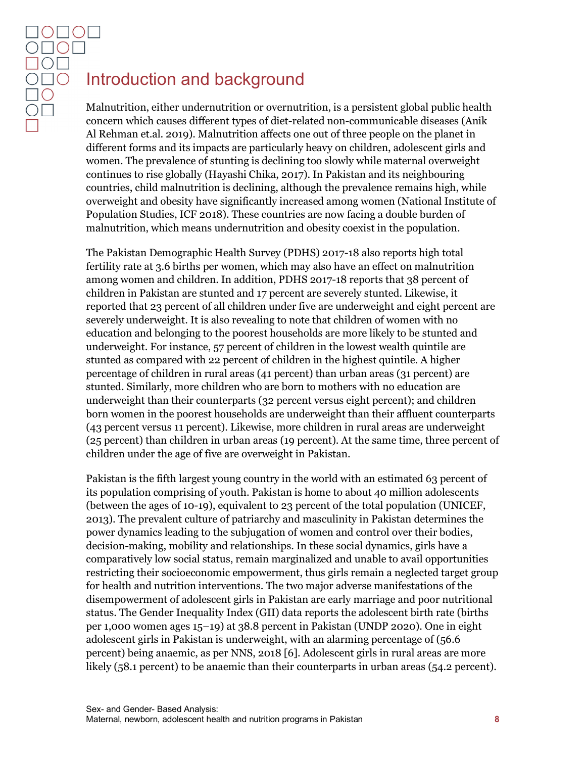# Introduction and background

Malnutrition, either undernutrition or overnutrition, is a persistent global public health concern which causes different types of diet-related non-communicable diseases (Anik Al Rehman et.al. 2019). Malnutrition affects one out of three people on the planet in different forms and its impacts are particularly heavy on children, adolescent girls and women. The prevalence of stunting is declining too slowly while maternal overweight continues to rise globally (Hayashi Chika, 2017). In Pakistan and its neighbouring countries, child malnutrition is declining, although the prevalence remains high, while overweight and obesity have significantly increased among women (National Institute of Population Studies, ICF 2018). These countries are now facing a double burden of malnutrition, which means undernutrition and obesity coexist in the population.

The Pakistan Demographic Health Survey (PDHS) 2017-18 also reports high total fertility rate at 3.6 births per women, which may also have an effect on malnutrition among women and children. In addition, PDHS 2017-18 reports that 38 percent of children in Pakistan are stunted and 17 percent are severely stunted. Likewise, it reported that 23 percent of all children under five are underweight and eight percent are severely underweight. It is also revealing to note that children of women with no education and belonging to the poorest households are more likely to be stunted and underweight. For instance, 57 percent of children in the lowest wealth quintile are stunted as compared with 22 percent of children in the highest quintile. A higher percentage of children in rural areas (41 percent) than urban areas (31 percent) are stunted. Similarly, more children who are born to mothers with no education are underweight than their counterparts (32 percent versus eight percent); and children born women in the poorest households are underweight than their affluent counterparts (43 percent versus 11 percent). Likewise, more children in rural areas are underweight (25 percent) than children in urban areas (19 percent). At the same time, three percent of children under the age of five are overweight in Pakistan.

Pakistan is the fifth largest young country in the world with an estimated 63 percent of its population comprising of youth. Pakistan is home to about 40 million adolescents (between the ages of 10-19), equivalent to 23 percent of the total population (UNICEF, 2013). The prevalent culture of patriarchy and masculinity in Pakistan determines the power dynamics leading to the subjugation of women and control over their bodies, decision-making, mobility and relationships. In these social dynamics, girls have a comparatively low social status, remain marginalized and unable to avail opportunities restricting their socioeconomic empowerment, thus girls remain a neglected target group for health and nutrition interventions. The two major adverse manifestations of the disempowerment of adolescent girls in Pakistan are early marriage and poor nutritional status. The Gender Inequality Index (GII) data reports the adolescent birth rate (births per 1,000 women ages 15–19) at 38.8 percent in Pakistan (UNDP 2020). One in eight adolescent girls in Pakistan is underweight, with an alarming percentage of (56.6 percent) being anaemic, as per NNS, 2018 [6]. Adolescent girls in rural areas are more likely (58.1 percent) to be anaemic than their counterparts in urban areas (54.2 percent).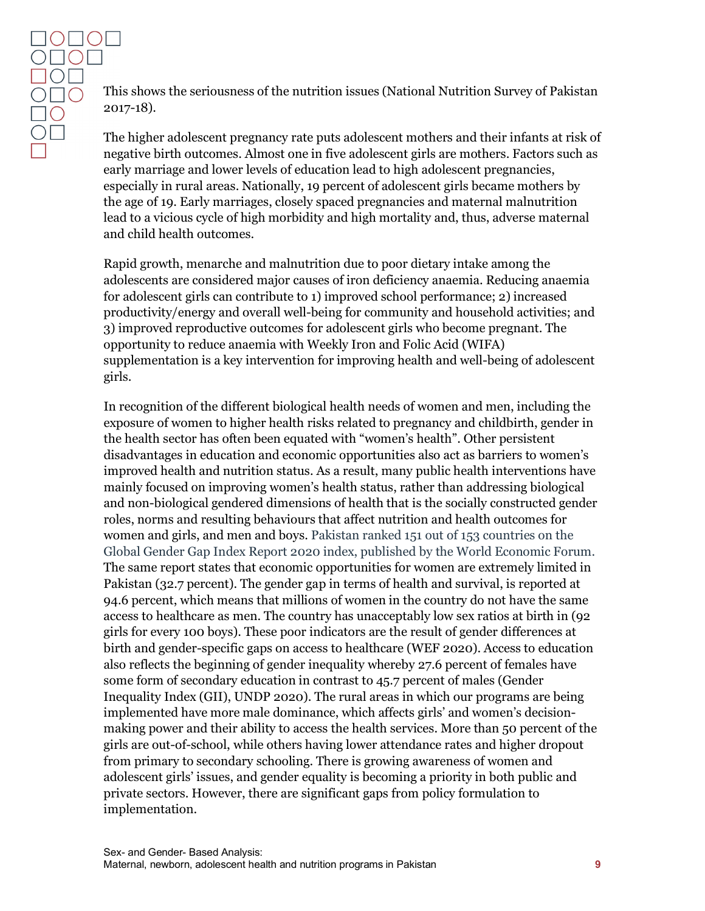This shows the seriousness of the nutrition issues (National Nutrition Survey of Pakistan 2017-18).

The higher adolescent pregnancy rate puts adolescent mothers and their infants at risk of negative birth outcomes. Almost one in five adolescent girls are mothers. Factors such as early marriage and lower levels of education lead to high adolescent pregnancies, especially in rural areas. Nationally, 19 percent of adolescent girls became mothers by the age of 19. Early marriages, closely spaced pregnancies and maternal malnutrition lead to a vicious cycle of high morbidity and high mortality and, thus, adverse maternal and child health outcomes.

Rapid growth, menarche and malnutrition due to poor dietary intake among the adolescents are considered major causes of iron deficiency anaemia. Reducing anaemia for adolescent girls can contribute to 1) improved school performance; 2) increased productivity/energy and overall well-being for community and household activities; and 3) improved reproductive outcomes for adolescent girls who become pregnant. The opportunity to reduce anaemia with Weekly Iron and Folic Acid (WIFA) supplementation is a key intervention for improving health and well-being of adolescent girls.

In recognition of the different biological health needs of women and men, including the exposure of women to higher health risks related to pregnancy and childbirth, gender in the health sector has often been equated with "women's health". Other persistent disadvantages in education and economic opportunities also act as barriers to women's improved health and nutrition status. As a result, many public health interventions have mainly focused on improving women's health status, rather than addressing biological and non-biological gendered dimensions of health that is the socially constructed gender roles, norms and resulting behaviours that affect nutrition and health outcomes for women and girls, and men and boys. Pakistan ranked 151 out of 153 countries on the Global Gender Gap Index Report 2020 index, published by the World Economic Forum. The same report states that economic opportunities for women are extremely limited in Pakistan (32.7 percent). The gender gap in terms of health and survival, is reported at 94.6 percent, which means that millions of women in the country do not have the same access to healthcare as men. The country has unacceptably low sex ratios at birth in (92 girls for every 100 boys). These poor indicators are the result of gender differences at birth and gender-specific gaps on access to healthcare (WEF 2020). Access to education also reflects the beginning of gender inequality whereby 27.6 percent of females have some form of secondary education in contrast to 45.7 percent of males (Gender Inequality Index (GII), UNDP 2020). The rural areas in which our programs are being implemented have more male dominance, which affects girls' and women's decision-making power and their ability to access the health services. More than 50 percent of the girls are out-of-school, while others having lower attendance rates and higher dropout from primary to secondary schooling. There is growing awareness of women and adolescent girls' issues, and gender equality is becoming a priority in both public and private sectors. However, there are significant gaps from policy formulation to implementation.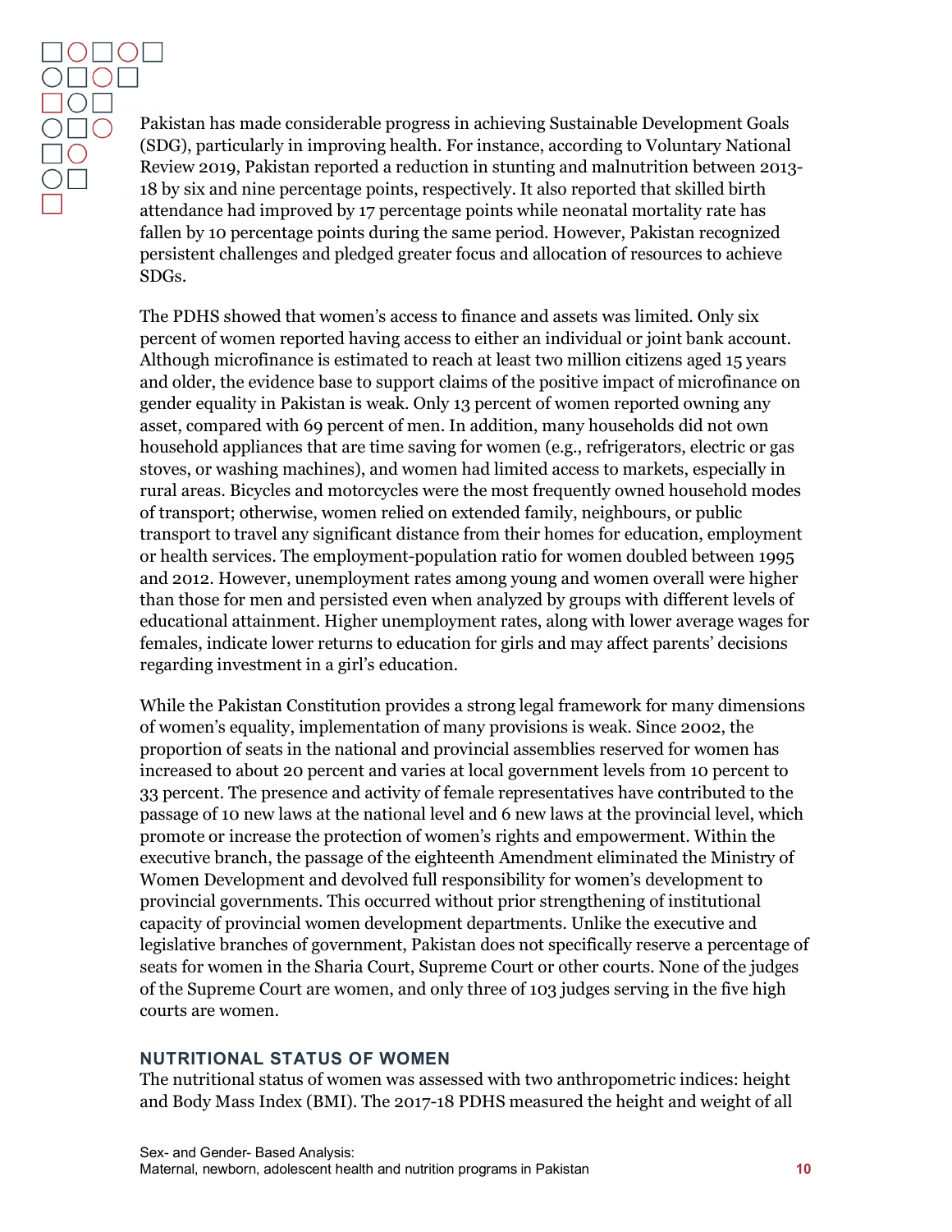Pakistan has made considerable progress in achieving Sustainable Development Goals (SDG), particularly in improving health. For instance, according to Voluntary National Review 2019, Pakistan reported a reduction in stunting and malnutrition between 2013-18 by six and nine percentage points, respectively. It also reported that skilled birth attendance had improved by 17 percentage points while neonatal mortality rate has fallen by 10 percentage points during the same period. However, Pakistan recognized persistent challenges and pledged greater focus and allocation of resources to achieve SDGs.

The PDHS showed that women's access to finance and assets was limited. Only six percent of women reported having access to either an individual or joint bank account. Although microfinance is estimated to reach at least two million citizens aged 15 years and older, the evidence base to support claims of the positive impact of microfinance on gender equality in Pakistan is weak. Only 13 percent of women reported owning any asset, compared with 69 percent of men. In addition, many households did not own household appliances that are time saving for women (e.g., refrigerators, electric or gas stoves, or washing machines), and women had limited access to markets, especially in rural areas. Bicycles and motorcycles were the most frequently owned household modes of transport; otherwise, women relied on extended family, neighbours, or public transport to travel any significant distance from their homes for education, employment or health services. The employment-population ratio for women doubled between 1995 and 2012. However, unemployment rates among young and women overall were higher than those for men and persisted even when analyzed by groups with different levels of educational attainment. Higher unemployment rates, along with lower average wages for females, indicate lower returns to education for girls and may affect parents' decisions regarding investment in a girl's education.

While the Pakistan Constitution provides a strong legal framework for many dimensions of women's equality, implementation of many provisions is weak. Since 2002, the proportion of seats in the national and provincial assemblies reserved for women has increased to about 20 percent and varies at local government levels from 10 percent to 33 percent. The presence and activity of female representatives have contributed to the passage of 10 new laws at the national level and 6 new laws at the provincial level, which promote or increase the protection of women's rights and empowerment. Within the executive branch, the passage of the eighteenth Amendment eliminated the Ministry of Women Development and devolved full responsibility for women's development to provincial governments. This occurred without prior strengthening of institutional capacity of provincial women development departments. Unlike the executive and legislative branches of government, Pakistan does not specifically reserve a percentage of seats for women in the Sharia Court, Supreme Court or other courts. None of the judges of the Supreme Court are women, and only three of 103 judges serving in the five high courts are women.

## NUTRITIONAL STATUS OF WOMEN

The nutritional status of women was assessed with two anthropometric indices: height and Body Mass Index (BMI). The 2017-18 PDHS measured the height and weight of all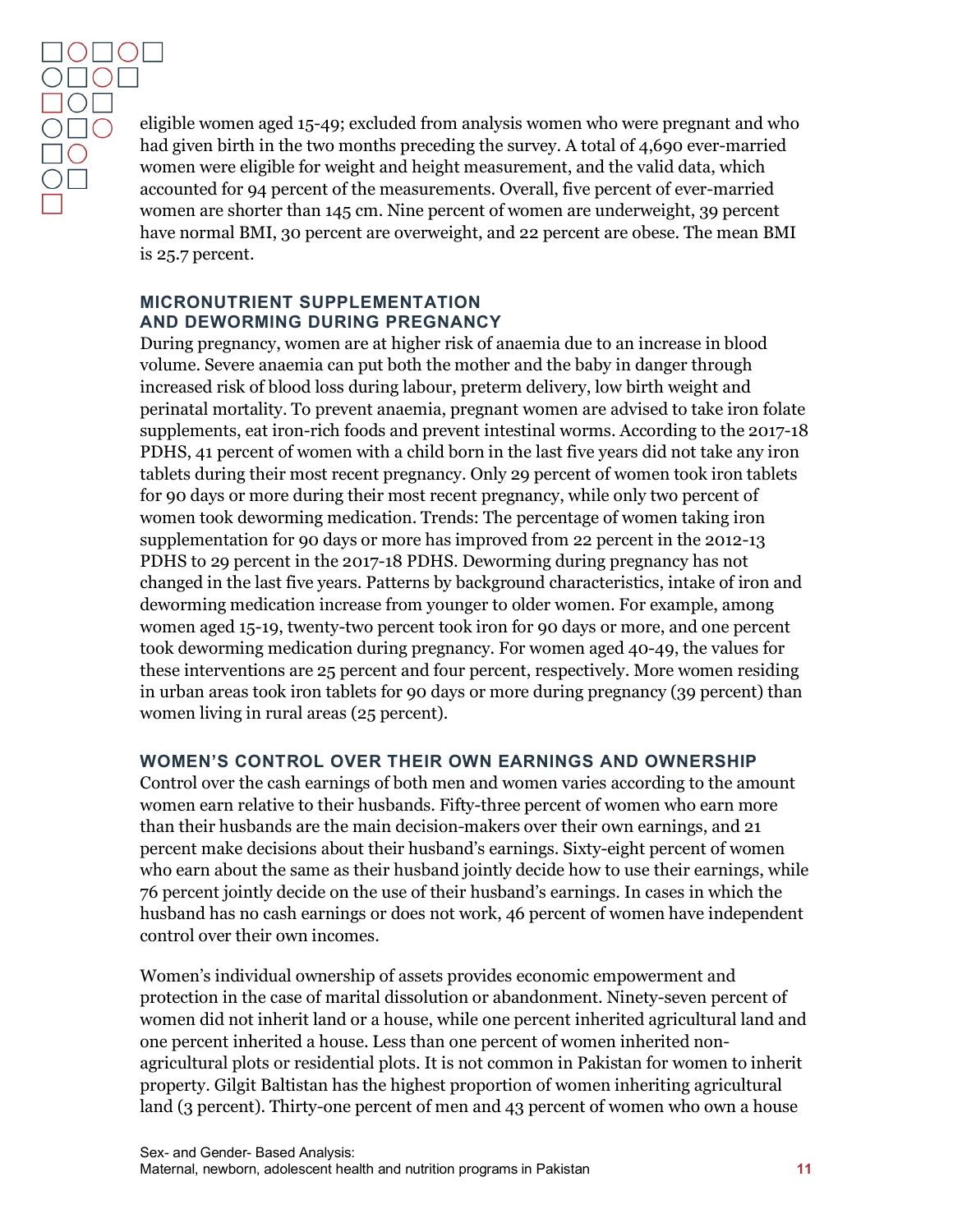eligible women aged 15-49; excluded from analysis women who were pregnant and who had given birth in the two months preceding the survey. A total of 4,690 ever-married women were eligible for weight and height measurement, and the valid data, which accounted for 94 percent of the measurements. Overall, five percent of ever-married women are shorter than 145 cm. Nine percent of women are underweight, 39 percent have normal BMI, 30 percent are overweight, and 22 percent are obese. The mean BMI is 25.7 percent.

### MICRONUTRIENT SUPPLEMENTATION AND DEWORMING DURING PREGNANCY

During pregnancy, women are at higher risk of anaemia due to an increase in blood volume. Severe anaemia can put both the mother and the baby in danger through increased risk of blood loss during labour, preterm delivery, low birth weight and perinatal mortality. To prevent anaemia, pregnant women are advised to take iron folate supplements, eat iron-rich foods and prevent intestinal worms. According to the 2017-18 PDHS, 41 percent of women with a child born in the last five years did not take any iron tablets during their most recent pregnancy. Only 29 percent of women took iron tablets for 90 days or more during their most recent pregnancy, while only two percent of women took deworming medication. Trends: The percentage of women taking iron supplementation for 90 days or more has improved from 22 percent in the 2012-13 PDHS to 29 percent in the 2017-18 PDHS. Deworming during pregnancy has not changed in the last five years. Patterns by background characteristics, intake of iron and deworming medication increase from younger to older women. For example, among women aged 15-19, twenty-two percent took iron for 90 days or more, and one percent took deworming medication during pregnancy. For women aged 40-49, the values for these interventions are 25 percent and four percent, respectively. More women residing in urban areas took iron tablets for 90 days or more during pregnancy (39 percent) than women living in rural areas (25 percent).

### WOMEN'S CONTROL OVER THEIR OWN EARNINGS AND OWNERSHIP

Control over the cash earnings of both men and women varies according to the amount women earn relative to their husbands. Fifty-three percent of women who earn more than their husbands are the main decision-makers over their own earnings, and 21 percent make decisions about their husband's earnings. Sixty-eight percent of women who earn about the same as their husband jointly decide how to use their earnings, while 76 percent jointly decide on the use of their husband's earnings. In cases in which the husband has no cash earnings or does not work, 46 percent of women have independent control over their own incomes.

Women's individual ownership of assets provides economic empowerment and protection in the case of marital dissolution or abandonment. Ninety-seven percent of women did not inherit land or a house, while one percent inherited agricultural land and one percent inherited a house. Less than one percent of women inherited non-agricultural plots or residential plots. It is not common in Pakistan for women to inherit property. Gilgit Baltistan has the highest proportion of women inheriting agricultural land (3 percent). Thirty-one percent of men and 43 percent of women who own a house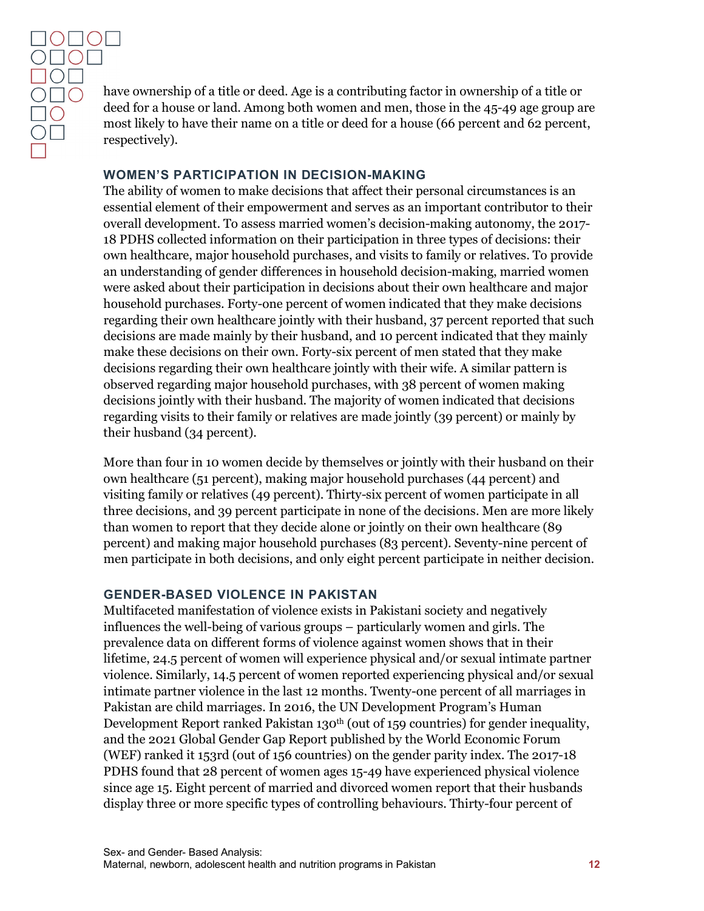have ownership of a title or deed. Age is a contributing factor in ownership of a title or deed for a house or land. Among both women and men, those in the 45-49 age group are most likely to have their name on a title or deed for a house (66 percent and 62 percent, respectively).

### WOMEN'S PARTICIPATION IN DECISION-MAKING

The ability of women to make decisions that affect their personal circumstances is an essential element of their empowerment and serves as an important contributor to their overall development. To assess married women's decision-making autonomy, the 2017-18 PDHS collected information on their participation in three types of decisions: their own healthcare, major household purchases, and visits to family or relatives. To provide an understanding of gender differences in household decision-making, married women were asked about their participation in decisions about their own healthcare and major household purchases. Forty-one percent of women indicated that they make decisions regarding their own healthcare jointly with their husband, 37 percent reported that such decisions are made mainly by their husband, and 10 percent indicated that they mainly make these decisions on their own. Forty-six percent of men stated that they make decisions regarding their own healthcare jointly with their wife. A similar pattern is observed regarding major household purchases, with 38 percent of women making decisions jointly with their husband. The majority of women indicated that decisions regarding visits to their family or relatives are made jointly (39 percent) or mainly by their husband (34 percent).

More than four in 10 women decide by themselves or jointly with their husband on their own healthcare (51 percent), making major household purchases (44 percent) and visiting family or relatives (49 percent). Thirty-six percent of women participate in all three decisions, and 39 percent participate in none of the decisions. Men are more likely than women to report that they decide alone or jointly on their own healthcare (89 percent) and making major household purchases (83 percent). Seventy-nine percent of men participate in both decisions, and only eight percent participate in neither decision.

### GENDER-BASED VIOLENCE IN PAKISTAN

Multifaceted manifestation of violence exists in Pakistani society and negatively influences the well-being of various groups – particularly women and girls. The prevalence data on different forms of violence against women shows that in their lifetime, 24.5 percent of women will experience physical and/or sexual intimate partner violence. Similarly, 14.5 percent of women reported experiencing physical and/or sexual intimate partner violence in the last 12 months. Twenty-one percent of all marriages in Pakistan are child marriages. In 2016, the UN Development Program's Human Development Report ranked Pakistan 130th (out of 159 countries) for gender inequality, and the 2021 Global Gender Gap Report published by the World Economic Forum (WEF) ranked it 153rd (out of 156 countries) on the gender parity index. The 2017-18 PDHS found that 28 percent of women ages 15-49 have experienced physical violence since age 15. Eight percent of married and divorced women report that their husbands display three or more specific types of controlling behaviours. Thirty-four percent of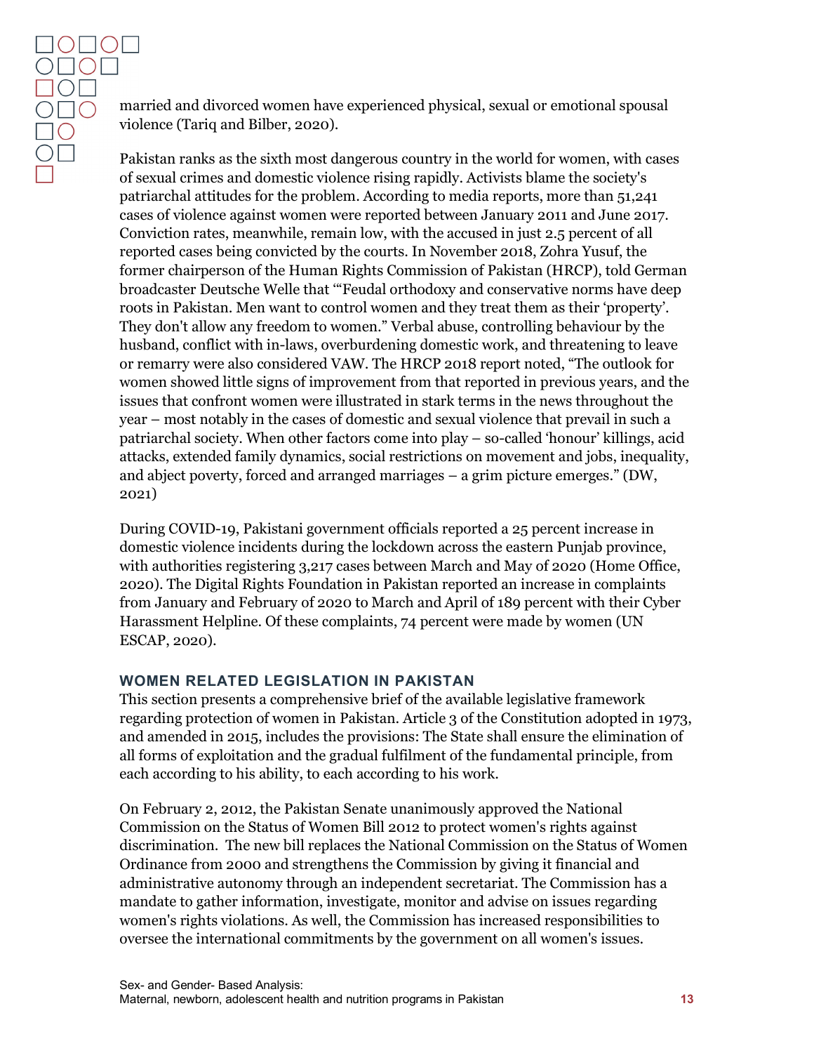married and divorced women have experienced physical, sexual or emotional spousal violence (Tariq and Bilber, 2020).

Pakistan ranks as the sixth most dangerous country in the world for women, with cases of sexual crimes and domestic violence rising rapidly. Activists blame the society's patriarchal attitudes for the problem. According to media reports, more than 51,241 cases of violence against women were reported between January 2011 and June 2017. Conviction rates, meanwhile, remain low, with the accused in just 2.5 percent of all reported cases being convicted by the courts. In November 2018, Zohra Yusuf, the former chairperson of the Human Rights Commission of Pakistan (HRCP), told German broadcaster Deutsche Welle that "'Feudal orthodoxy and conservative norms have deep roots in Pakistan. Men want to control women and they treat them as their 'property'. They don't allow any freedom to women." Verbal abuse, controlling behaviour by the husband, conflict with in-laws, overburdening domestic work, and threatening to leave or remarry were also considered VAW. The HRCP 2018 report noted, "The outlook for women showed little signs of improvement from that reported in previous years, and the issues that confront women were illustrated in stark terms in the news throughout the year – most notably in the cases of domestic and sexual violence that prevail in such a patriarchal society. When other factors come into play – so-called 'honour' killings, acid attacks, extended family dynamics, social restrictions on movement and jobs, inequality, and abject poverty, forced and arranged marriages – a grim picture emerges." (DW, 2021)

During COVID-19, Pakistani government officials reported a 25 percent increase in domestic violence incidents during the lockdown across the eastern Punjab province, with authorities registering 3,217 cases between March and May of 2020 (Home Office, 2020). The Digital Rights Foundation in Pakistan reported an increase in complaints from January and February of 2020 to March and April of 189 percent with their Cyber Harassment Helpline. Of these complaints, 74 percent were made by women (UN ESCAP, 2020).

### WOMEN RELATED LEGISLATION IN PAKISTAN

This section presents a comprehensive brief of the available legislative framework regarding protection of women in Pakistan. Article 3 of the Constitution adopted in 1973, and amended in 2015, includes the provisions: The State shall ensure the elimination of all forms of exploitation and the gradual fulfilment of the fundamental principle, from each according to his ability, to each according to his work.

On February 2, 2012, the Pakistan Senate unanimously approved the National Commission on the Status of Women Bill 2012 to protect women's rights against discrimination. The new bill replaces the National Commission on the Status of Women Ordinance from 2000 and strengthens the Commission by giving it financial and administrative autonomy through an independent secretariat. The Commission has a mandate to gather information, investigate, monitor and advise on issues regarding women's rights violations. As well, the Commission has increased responsibilities to oversee the international commitments by the government on all women's issues.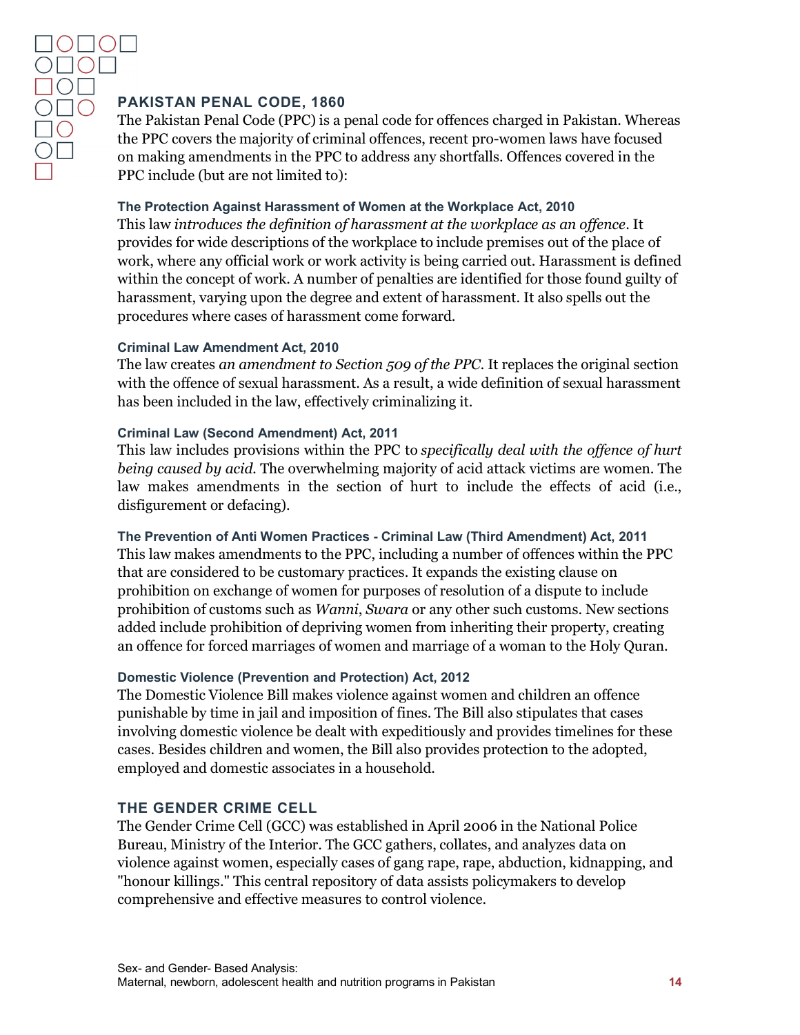## PAKISTAN PENAL CODE, 1860

The Pakistan Penal Code (PPC) is a penal code for offences charged in Pakistan. Whereas the PPC covers the majority of criminal offences, recent pro-women laws have focused on making amendments in the PPC to address any shortfalls. Offences covered in the PPC include (but are not limited to):

### The Protection Against Harassment of Women at the Workplace Act, 2010

This law *introduces the definition of harassment at the workplace as an offence*. It provides for wide descriptions of the workplace to include premises out of the place of work, where any official work or work activity is being carried out. Harassment is defined within the concept of work. A number of penalties are identified for those found guilty of harassment, varying upon the degree and extent of harassment. It also spells out the procedures where cases of harassment come forward.

### Criminal Law Amendment Act, 2010

The law creates *an amendment to Section 509 of the PPC*. It replaces the original section with the offence of sexual harassment. As a result, a wide definition of sexual harassment has been included in the law, effectively criminalizing it.

### Criminal Law (Second Amendment) Act, 2011

This law includes provisions within the PPC to *specifically deal with the offence of hurt being caused by acid*. The overwhelming majority of acid attack victims are women. The law makes amendments in the section of hurt to include the effects of acid (i.e., disfigurement or defacing).

### The Prevention of Anti Women Practices - Criminal Law (Third Amendment) Act, 2011

This law makes amendments to the PPC, including a number of offences within the PPC that are considered to be customary practices. It expands the existing clause on prohibition on exchange of women for purposes of resolution of a dispute to include prohibition of customs such as *Wanni*, *Swara* or any other such customs. New sections added include prohibition of depriving women from inheriting their property, creating an offence for forced marriages of women and marriage of a woman to the Holy Quran.

### Domestic Violence (Prevention and Protection) Act, 2012

The Domestic Violence Bill makes violence against women and children an offence punishable by time in jail and imposition of fines. The Bill also stipulates that cases involving domestic violence be dealt with expeditiously and provides timelines for these cases. Besides children and women, the Bill also provides protection to the adopted, employed and domestic associates in a household.

## THE GENDER CRIME CELL

The Gender Crime Cell (GCC) was established in April 2006 in the National Police Bureau, Ministry of the Interior. The GCC gathers, collates, and analyzes data on violence against women, especially cases of gang rape, rape, abduction, kidnapping, and "honour killings." This central repository of data assists policymakers to develop comprehensive and effective measures to control violence.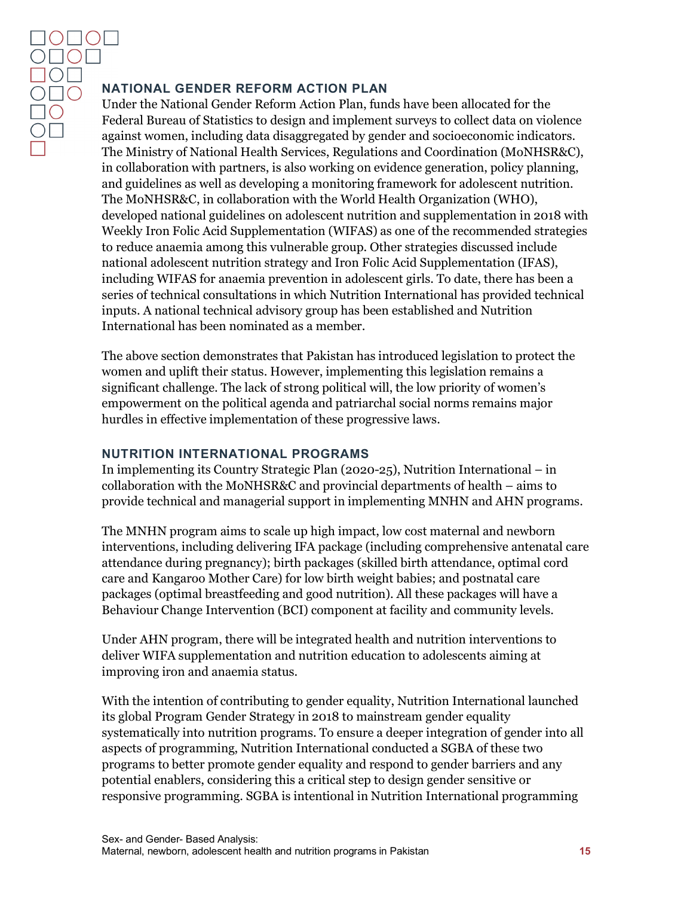## NATIONAL GENDER REFORM ACTION PLAN

Under the National Gender Reform Action Plan, funds have been allocated for the Federal Bureau of Statistics to design and implement surveys to collect data on violence against women, including data disaggregated by gender and socioeconomic indicators. The Ministry of National Health Services, Regulations and Coordination (MoNHSR&C), in collaboration with partners, is also working on evidence generation, policy planning, and guidelines as well as developing a monitoring framework for adolescent nutrition. The MoNHSR&C, in collaboration with the World Health Organization (WHO), developed national guidelines on adolescent nutrition and supplementation in 2018 with Weekly Iron Folic Acid Supplementation (WIFAS) as one of the recommended strategies to reduce anaemia among this vulnerable group. Other strategies discussed include national adolescent nutrition strategy and Iron Folic Acid Supplementation (IFAS), including WIFAS for anaemia prevention in adolescent girls. To date, there has been a series of technical consultations in which Nutrition International has provided technical inputs. A national technical advisory group has been established and Nutrition International has been nominated as a member.

The above section demonstrates that Pakistan has introduced legislation to protect the women and uplift their status. However, implementing this legislation remains a significant challenge. The lack of strong political will, the low priority of women's empowerment on the political agenda and patriarchal social norms remains major hurdles in effective implementation of these progressive laws.

## NUTRITION INTERNATIONAL PROGRAMS

In implementing its Country Strategic Plan (2020-25), Nutrition International – in collaboration with the MoNHSR&C and provincial departments of health – aims to provide technical and managerial support in implementing MNHN and AHN programs.

The MNHN program aims to scale up high impact, low cost maternal and newborn interventions, including delivering IFA package (including comprehensive antenatal care attendance during pregnancy); birth packages (skilled birth attendance, optimal cord care and Kangaroo Mother Care) for low birth weight babies; and postnatal care packages (optimal breastfeeding and good nutrition). All these packages will have a Behaviour Change Intervention (BCI) component at facility and community levels.

Under AHN program, there will be integrated health and nutrition interventions to deliver WIFA supplementation and nutrition education to adolescents aiming at improving iron and anaemia status.

With the intention of contributing to gender equality, Nutrition International launched its global Program Gender Strategy in 2018 to mainstream gender equality systematically into nutrition programs. To ensure a deeper integration of gender into all aspects of programming, Nutrition International conducted a SGBA of these two programs to better promote gender equality and respond to gender barriers and any potential enablers, considering this a critical step to design gender sensitive or responsive programming. SGBA is intentional in Nutrition International programming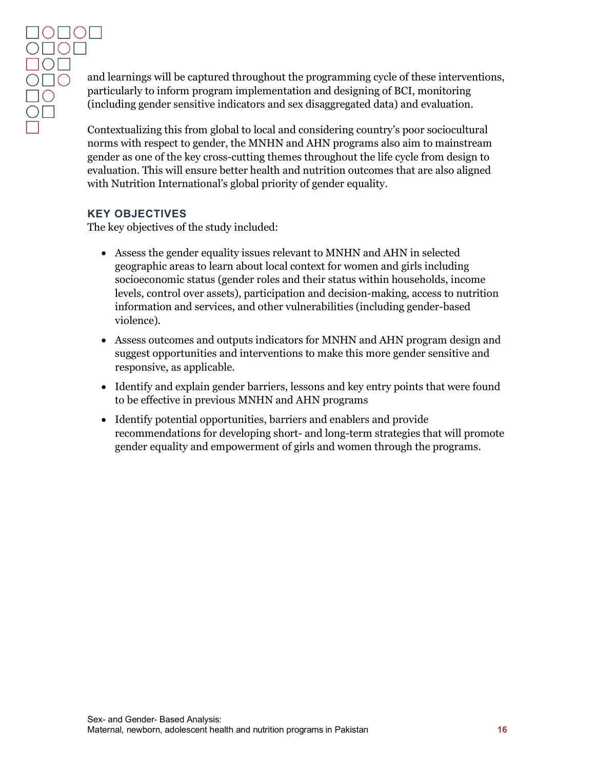and learnings will be captured throughout the programming cycle of these interventions, particularly to inform program implementation and designing of BCI, monitoring (including gender sensitive indicators and sex disaggregated data) and evaluation.

Contextualizing this from global to local and considering country's poor sociocultural norms with respect to gender, the MNHN and AHN programs also aim to mainstream gender as one of the key cross-cutting themes throughout the life cycle from design to evaluation. This will ensure better health and nutrition outcomes that are also aligned with Nutrition International's global priority of gender equality.

## KEY OBJECTIVES

The key objectives of the study included:

- Assess the gender equality issues relevant to MNHN and AHN in selected geographic areas to learn about local context for women and girls including socioeconomic status (gender roles and their status within households, income levels, control over assets), participation and decision-making, access to nutrition information and services, and other vulnerabilities (including gender-based violence).
- Assess outcomes and outputs indicators for MNHN and AHN program design and suggest opportunities and interventions to make this more gender sensitive and responsive, as applicable.
- Identify and explain gender barriers, lessons and key entry points that were found to be effective in previous MNHN and AHN programs
- Identify potential opportunities, barriers and enablers and provide recommendations for developing short- and long-term strategies that will promote gender equality and empowerment of girls and women through the programs.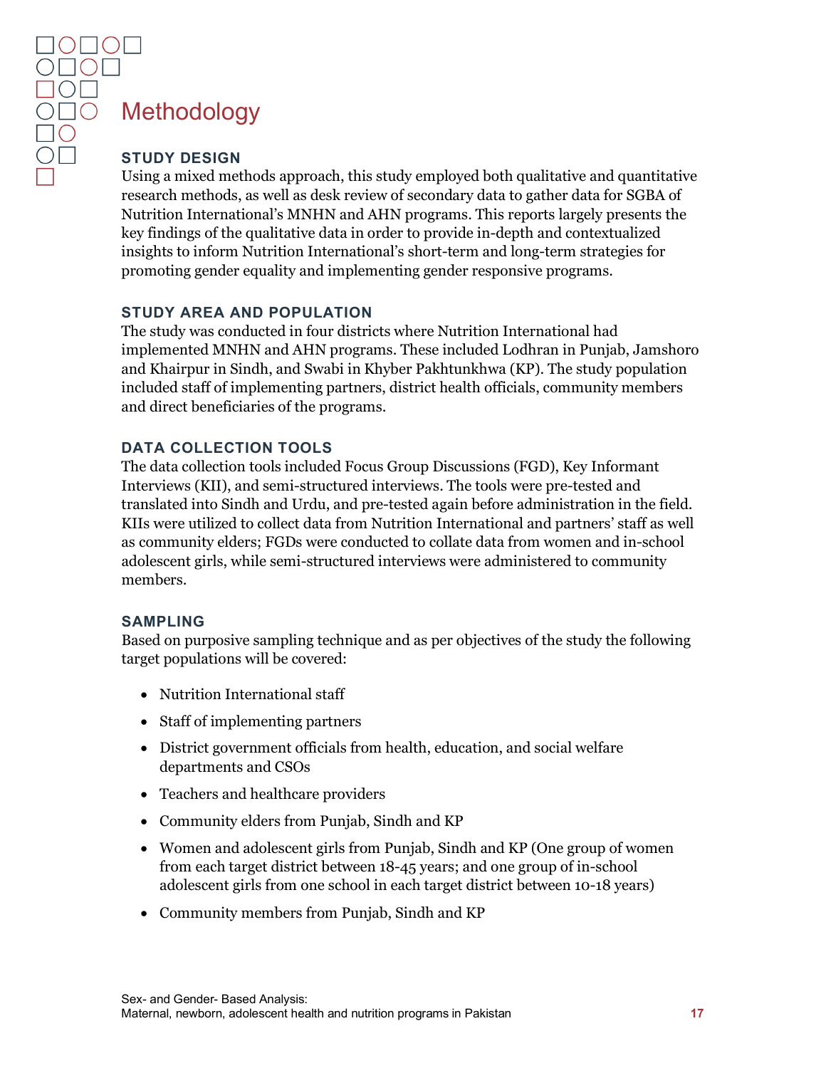# Methodology

## STUDY DESIGN

Using a mixed methods approach, this study employed both qualitative and quantitative research methods, as well as desk review of secondary data to gather data for SGBA of Nutrition International's MNHN and AHN programs. This reports largely presents the key findings of the qualitative data in order to provide in-depth and contextualized insights to inform Nutrition International's short-term and long-term strategies for promoting gender equality and implementing gender responsive programs.

## STUDY AREA AND POPULATION

The study was conducted in four districts where Nutrition International had implemented MNHN and AHN programs. These included Lodhran in Punjab, Jamshoro and Khairpur in Sindh, and Swabi in Khyber Pakhtunkhwa (KP). The study population included staff of implementing partners, district health officials, community members and direct beneficiaries of the programs.

## DATA COLLECTION TOOLS

The data collection tools included Focus Group Discussions (FGD), Key Informant Interviews (KII), and semi-structured interviews. The tools were pre-tested and translated into Sindh and Urdu, and pre-tested again before administration in the field. KIIs were utilized to collect data from Nutrition International and partners' staff as well as community elders; FGDs were conducted to collate data from women and in-school adolescent girls, while semi-structured interviews were administered to community members.

## SAMPLING

Based on purposive sampling technique and as per objectives of the study the following target populations will be covered:

- Nutrition International staff
- Staff of implementing partners
- District government officials from health, education, and social welfare departments and CSOs
- Teachers and healthcare providers
- Community elders from Punjab, Sindh and KP
- Women and adolescent girls from Punjab, Sindh and KP (One group of women from each target district between 18-45 years; and one group of in-school adolescent girls from one school in each target district between 10-18 years)
- Community members from Punjab, Sindh and KP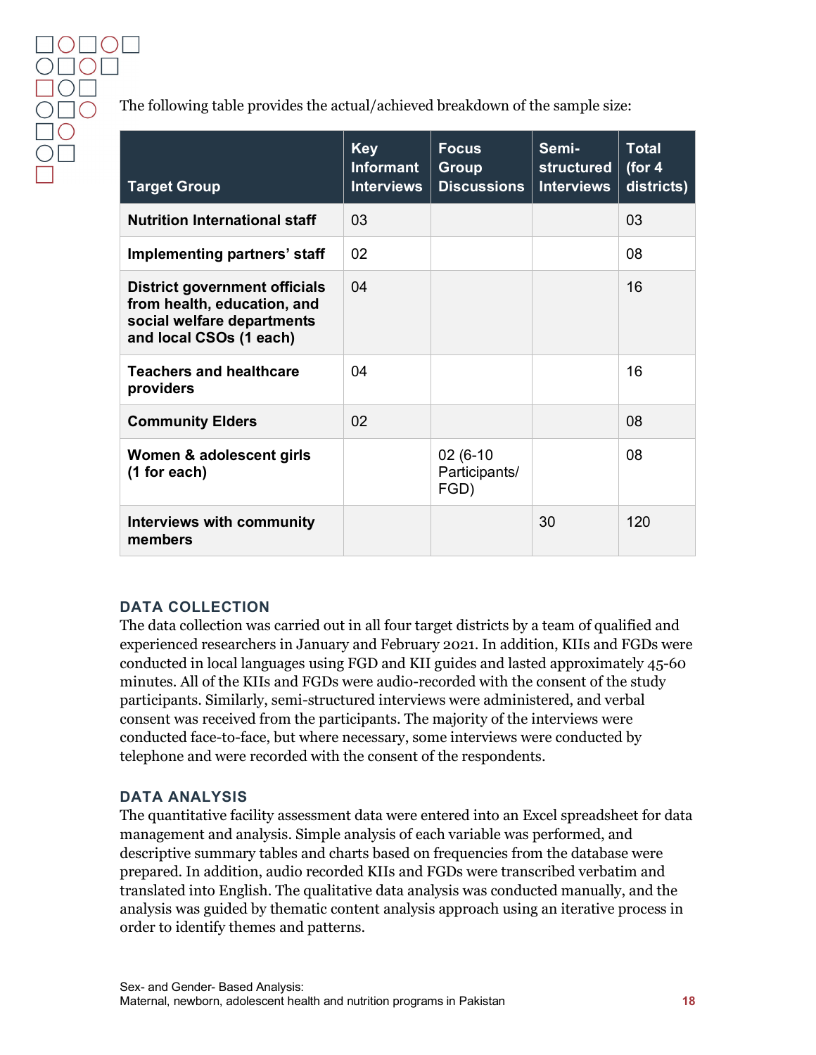The following table provides the actual/achieved breakdown of the sample size:

| Target Group | Key Informant Interviews | Focus Group Discussions | Semi-structured Interviews | Total (for 4 districts) |
|---|---|---|---|---|
| **Nutrition International staff** | 03 | | | 03 |
| **Implementing partners' staff** | 02 | | | 08 |
| **District government officials from health, education, and social welfare departments and local CSOs (1 each)** | 04 | | | 16 |
| **Teachers and healthcare providers** | 04 | | | 16 |
| **Community Elders** | 02 | | | 08 |
| **Women & adolescent girls (1 for each)** | | 02 (6-10 Participants/ FGD) | | 08 |
| **Interviews with community members** | | | 30 | 120 |

### DATA COLLECTION

The data collection was carried out in all four target districts by a team of qualified and experienced researchers in January and February 2021. In addition, KIIs and FGDs were conducted in local languages using FGD and KII guides and lasted approximately 45-60 minutes. All of the KIIs and FGDs were audio-recorded with the consent of the study participants. Similarly, semi-structured interviews were administered, and verbal consent was received from the participants. The majority of the interviews were conducted face-to-face, but where necessary, some interviews were conducted by telephone and were recorded with the consent of the respondents.

### DATA ANALYSIS

The quantitative facility assessment data were entered into an Excel spreadsheet for data management and analysis. Simple analysis of each variable was performed, and descriptive summary tables and charts based on frequencies from the database were prepared. In addition, audio recorded KIIs and FGDs were transcribed verbatim and translated into English. The qualitative data analysis was conducted manually, and the analysis was guided by thematic content analysis approach using an iterative process in order to identify themes and patterns.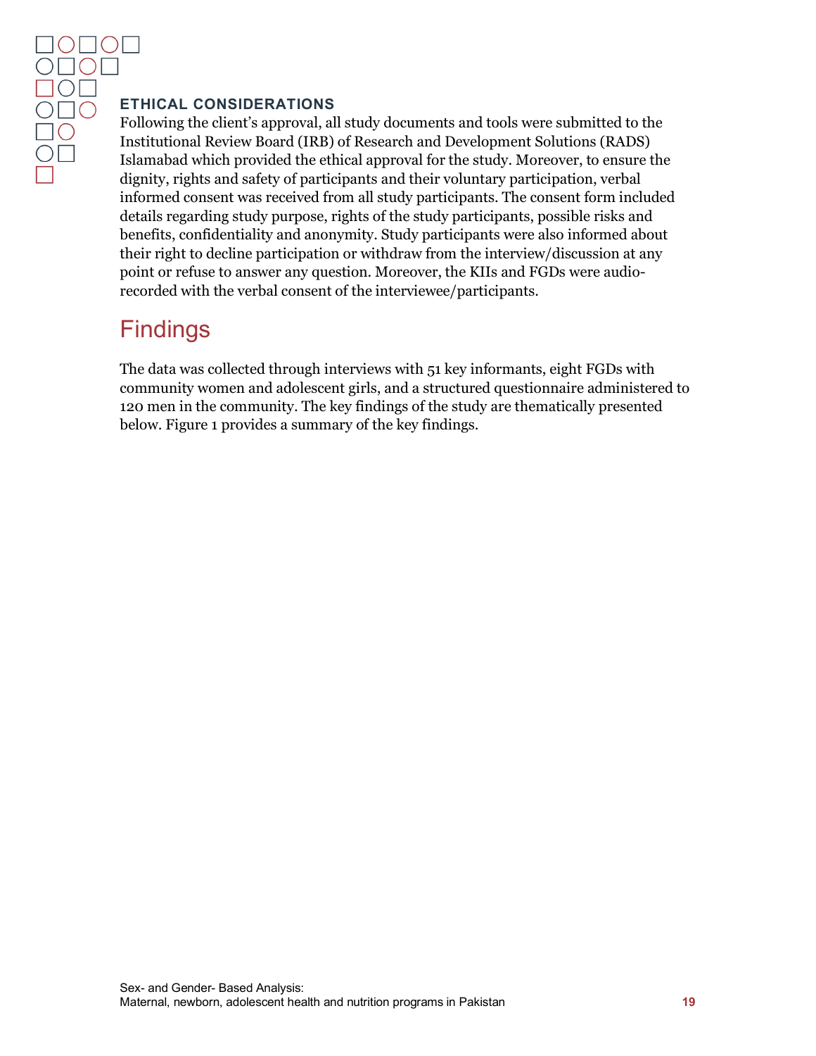### ETHICAL CONSIDERATIONS

Following the client's approval, all study documents and tools were submitted to the Institutional Review Board (IRB) of Research and Development Solutions (RADS) Islamabad which provided the ethical approval for the study. Moreover, to ensure the dignity, rights and safety of participants and their voluntary participation, verbal informed consent was received from all study participants. The consent form included details regarding study purpose, rights of the study participants, possible risks and benefits, confidentiality and anonymity. Study participants were also informed about their right to decline participation or withdraw from the interview/discussion at any point or refuse to answer any question. Moreover, the KIIs and FGDs were audio-recorded with the verbal consent of the interviewee/participants.

# Findings

The data was collected through interviews with 51 key informants, eight FGDs with community women and adolescent girls, and a structured questionnaire administered to 120 men in the community. The key findings of the study are thematically presented below. Figure 1 provides a summary of the key findings.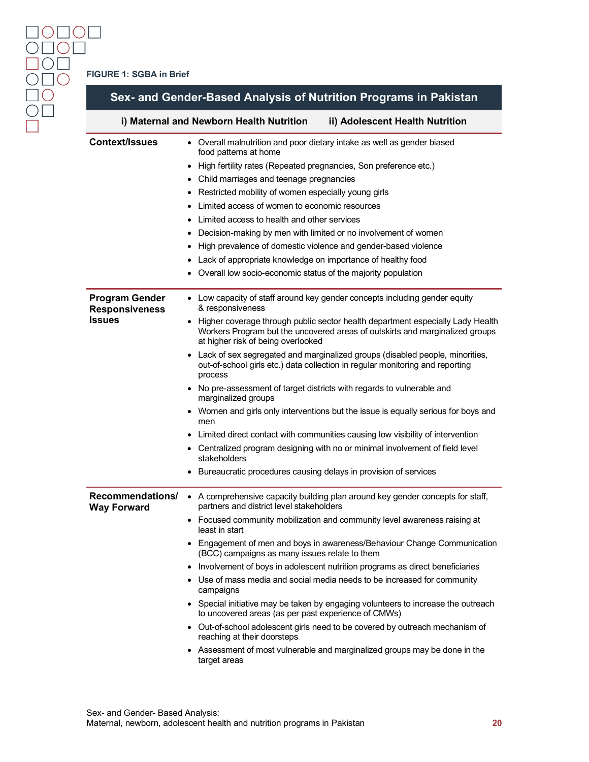**FIGURE 1: SGBA in Brief**

## Sex- and Gender-Based Analysis of Nutrition Programs in Pakistan

**i) Maternal and Newborn Health Nutrition** **ii) Adolescent Health Nutrition**

| | |
|---|---|
| **Context/Issues** | • Overall malnutrition and poor dietary intake as well as gender biased food patterns at home<br>• High fertility rates (Repeated pregnancies, Son preference etc.)<br>• Child marriages and teenage pregnancies<br>• Restricted mobility of women especially young girls<br>• Limited access of women to economic resources<br>• Limited access to health and other services<br>• Decision-making by men with limited or no involvement of women<br>• High prevalence of domestic violence and gender-based violence<br>• Lack of appropriate knowledge on importance of healthy food<br>• Overall low socio-economic status of the majority population |
| **Program Gender Responsiveness Issues** | • Low capacity of staff around key gender concepts including gender equity & responsiveness<br>• Higher coverage through public sector health department especially Lady Health Workers Program but the uncovered areas of outskirts and marginalized groups at higher risk of being overlooked<br>• Lack of sex segregated and marginalized groups (disabled people, minorities, out-of-school girls etc.) data collection in regular monitoring and reporting process<br>• No pre-assessment of target districts with regards to vulnerable and marginalized groups<br>• Women and girls only interventions but the issue is equally serious for boys and men<br>• Limited direct contact with communities causing low visibility of intervention<br>• Centralized program designing with no or minimal involvement of field level stakeholders<br>• Bureaucratic procedures causing delays in provision of services |
| **Recommendations/ Way Forward** | • A comprehensive capacity building plan around key gender concepts for staff, partners and district level stakeholders<br>• Focused community mobilization and community level awareness raising at least in start<br>• Engagement of men and boys in awareness/Behaviour Change Communication (BCC) campaigns as many issues relate to them<br>• Involvement of boys in adolescent nutrition programs as direct beneficiaries<br>• Use of mass media and social media needs to be increased for community campaigns<br>• Special initiative may be taken by engaging volunteers to increase the outreach to uncovered areas (as per past experience of CMWs)<br>• Out-of-school adolescent girls need to be covered by outreach mechanism of reaching at their doorsteps<br>• Assessment of most vulnerable and marginalized groups may be done in the target areas |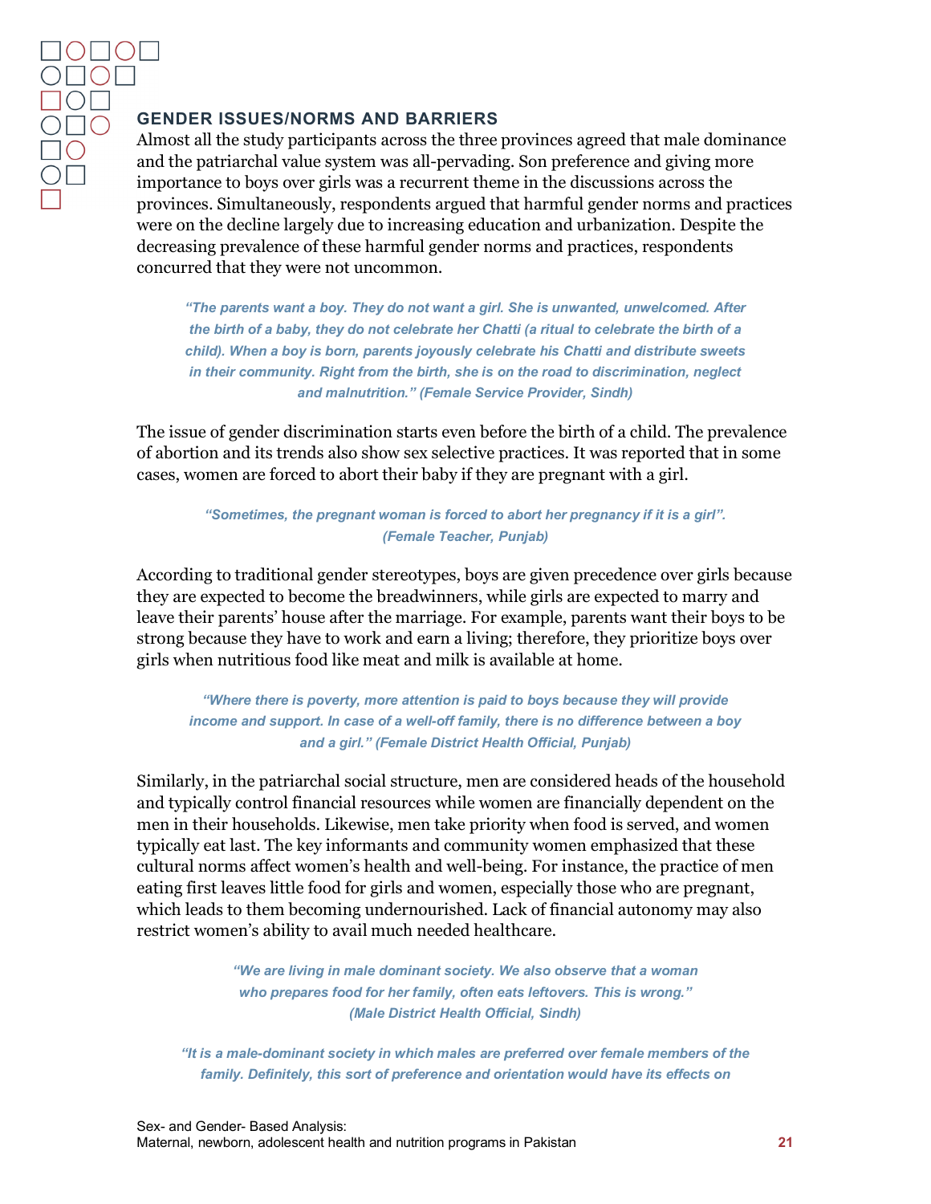## GENDER ISSUES/NORMS AND BARRIERS

Almost all the study participants across the three provinces agreed that male dominance and the patriarchal value system was all-pervading. Son preference and giving more importance to boys over girls was a recurrent theme in the discussions across the provinces. Simultaneously, respondents argued that harmful gender norms and practices were on the decline largely due to increasing education and urbanization. Despite the decreasing prevalence of these harmful gender norms and practices, respondents concurred that they were not uncommon.

> ***"The parents want a boy. They do not want a girl. She is unwanted, unwelcomed. After the birth of a baby, they do not celebrate her Chatti (a ritual to celebrate the birth of a child). When a boy is born, parents joyously celebrate his Chatti and distribute sweets in their community. Right from the birth, she is on the road to discrimination, neglect and malnutrition." (Female Service Provider, Sindh)***

The issue of gender discrimination starts even before the birth of a child. The prevalence of abortion and its trends also show sex selective practices. It was reported that in some cases, women are forced to abort their baby if they are pregnant with a girl.

> ***"Sometimes, the pregnant woman is forced to abort her pregnancy if it is a girl". (Female Teacher, Punjab)***

According to traditional gender stereotypes, boys are given precedence over girls because they are expected to become the breadwinners, while girls are expected to marry and leave their parents' house after the marriage. For example, parents want their boys to be strong because they have to work and earn a living; therefore, they prioritize boys over girls when nutritious food like meat and milk is available at home.

> ***"Where there is poverty, more attention is paid to boys because they will provide income and support. In case of a well-off family, there is no difference between a boy and a girl." (Female District Health Official, Punjab)***

Similarly, in the patriarchal social structure, men are considered heads of the household and typically control financial resources while women are financially dependent on the men in their households. Likewise, men take priority when food is served, and women typically eat last. The key informants and community women emphasized that these cultural norms affect women's health and well-being. For instance, the practice of men eating first leaves little food for girls and women, especially those who are pregnant, which leads to them becoming undernourished. Lack of financial autonomy may also restrict women's ability to avail much needed healthcare.

> ***"We are living in male dominant society. We also observe that a woman who prepares food for her family, often eats leftovers. This is wrong." (Male District Health Official, Sindh)***

> ***"It is a male-dominant society in which males are preferred over female members of the family. Definitely, this sort of preference and orientation would have its effects on***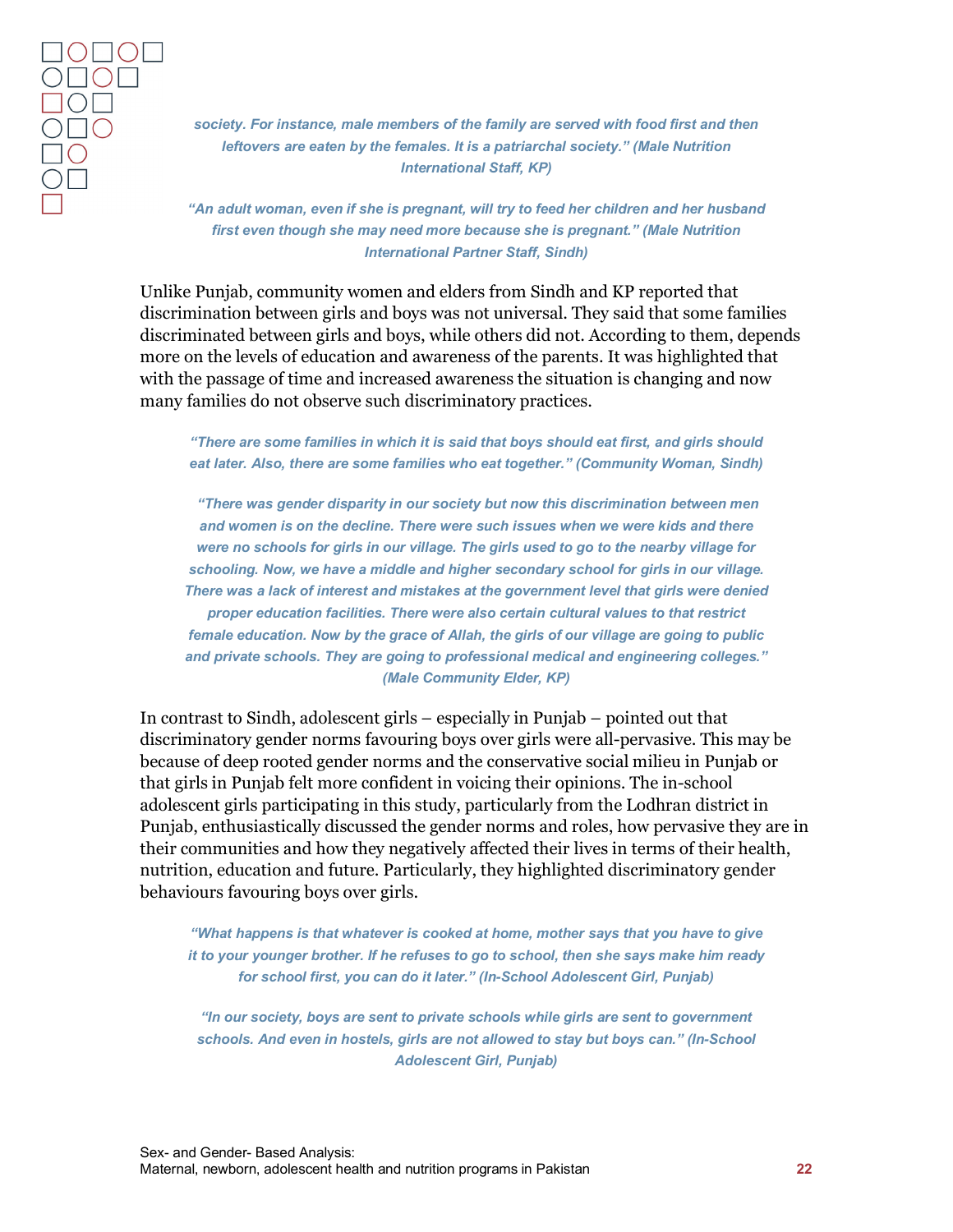*society. For instance, male members of the family are served with food first and then leftovers are eaten by the females. It is a patriarchal society." (Male Nutrition International Staff, KP)*

*"An adult woman, even if she is pregnant, will try to feed her children and her husband first even though she may need more because she is pregnant." (Male Nutrition International Partner Staff, Sindh)*

Unlike Punjab, community women and elders from Sindh and KP reported that discrimination between girls and boys was not universal. They said that some families discriminated between girls and boys, while others did not. According to them, depends more on the levels of education and awareness of the parents. It was highlighted that with the passage of time and increased awareness the situation is changing and now many families do not observe such discriminatory practices.

*"There are some families in which it is said that boys should eat first, and girls should eat later. Also, there are some families who eat together." (Community Woman, Sindh)*

*"There was gender disparity in our society but now this discrimination between men and women is on the decline. There were such issues when we were kids and there were no schools for girls in our village. The girls used to go to the nearby village for schooling. Now, we have a middle and higher secondary school for girls in our village. There was a lack of interest and mistakes at the government level that girls were denied proper education facilities. There were also certain cultural values to that restrict female education. Now by the grace of Allah, the girls of our village are going to public and private schools. They are going to professional medical and engineering colleges." (Male Community Elder, KP)*

In contrast to Sindh, adolescent girls – especially in Punjab – pointed out that discriminatory gender norms favouring boys over girls were all-pervasive. This may be because of deep rooted gender norms and the conservative social milieu in Punjab or that girls in Punjab felt more confident in voicing their opinions. The in-school adolescent girls participating in this study, particularly from the Lodhran district in Punjab, enthusiastically discussed the gender norms and roles, how pervasive they are in their communities and how they negatively affected their lives in terms of their health, nutrition, education and future. Particularly, they highlighted discriminatory gender behaviours favouring boys over girls.

*"What happens is that whatever is cooked at home, mother says that you have to give it to your younger brother. If he refuses to go to school, then she says make him ready for school first, you can do it later." (In-School Adolescent Girl, Punjab)*

*"In our society, boys are sent to private schools while girls are sent to government schools. And even in hostels, girls are not allowed to stay but boys can." (In-School Adolescent Girl, Punjab)*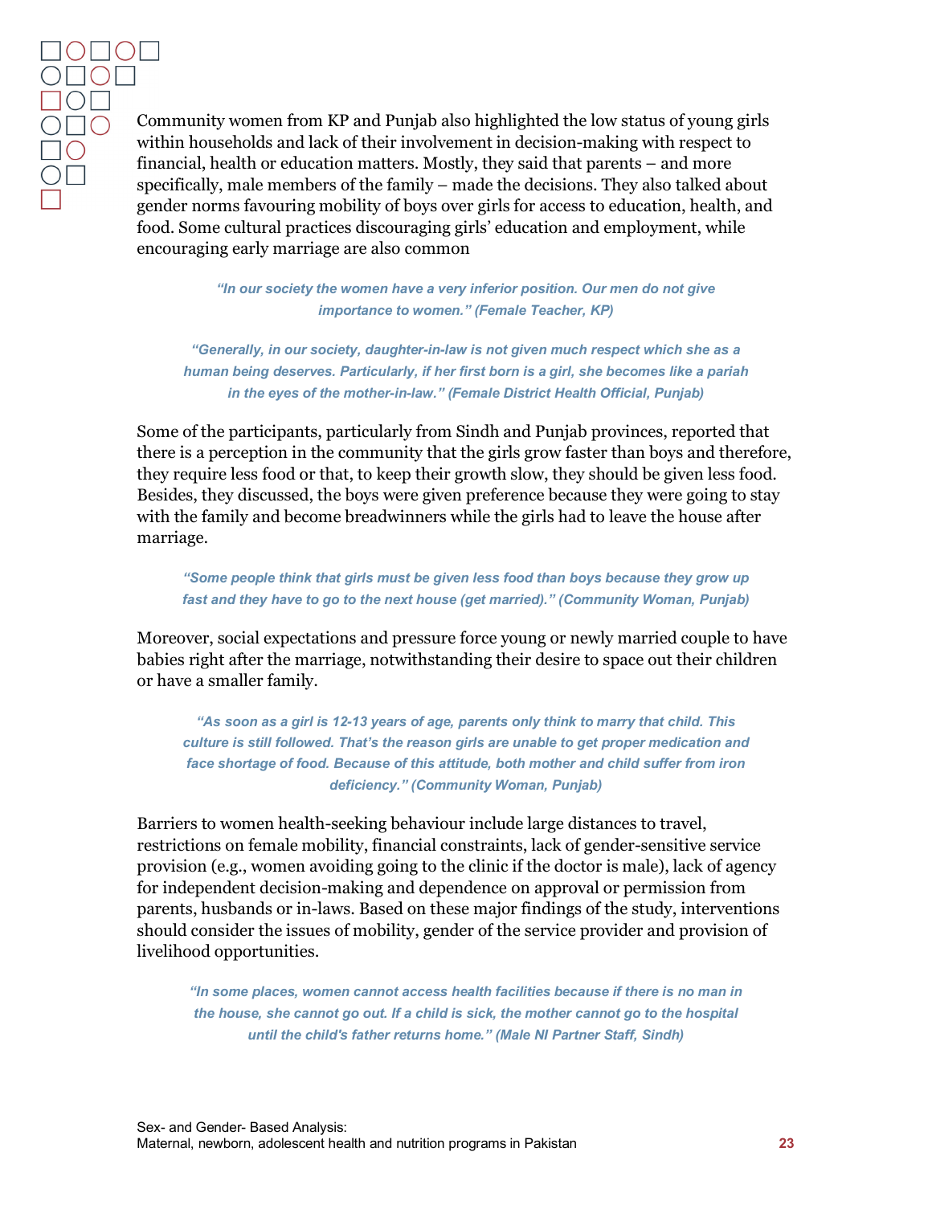Community women from KP and Punjab also highlighted the low status of young girls within households and lack of their involvement in decision-making with respect to financial, health or education matters. Mostly, they said that parents – and more specifically, male members of the family – made the decisions. They also talked about gender norms favouring mobility of boys over girls for access to education, health, and food. Some cultural practices discouraging girls' education and employment, while encouraging early marriage are also common

> ***"In our society the women have a very inferior position. Our men do not give importance to women." (Female Teacher, KP)***

> ***"Generally, in our society, daughter-in-law is not given much respect which she as a human being deserves. Particularly, if her first born is a girl, she becomes like a pariah in the eyes of the mother-in-law." (Female District Health Official, Punjab)***

Some of the participants, particularly from Sindh and Punjab provinces, reported that there is a perception in the community that the girls grow faster than boys and therefore, they require less food or that, to keep their growth slow, they should be given less food. Besides, they discussed, the boys were given preference because they were going to stay with the family and become breadwinners while the girls had to leave the house after marriage.

> ***"Some people think that girls must be given less food than boys because they grow up fast and they have to go to the next house (get married)." (Community Woman, Punjab)***

Moreover, social expectations and pressure force young or newly married couple to have babies right after the marriage, notwithstanding their desire to space out their children or have a smaller family.

> ***"As soon as a girl is 12-13 years of age, parents only think to marry that child. This culture is still followed. That's the reason girls are unable to get proper medication and face shortage of food. Because of this attitude, both mother and child suffer from iron deficiency." (Community Woman, Punjab)***

Barriers to women health-seeking behaviour include large distances to travel, restrictions on female mobility, financial constraints, lack of gender-sensitive service provision (e.g., women avoiding going to the clinic if the doctor is male), lack of agency for independent decision-making and dependence on approval or permission from parents, husbands or in-laws. Based on these major findings of the study, interventions should consider the issues of mobility, gender of the service provider and provision of livelihood opportunities.

> ***"In some places, women cannot access health facilities because if there is no man in the house, she cannot go out. If a child is sick, the mother cannot go to the hospital until the child's father returns home." (Male NI Partner Staff, Sindh)***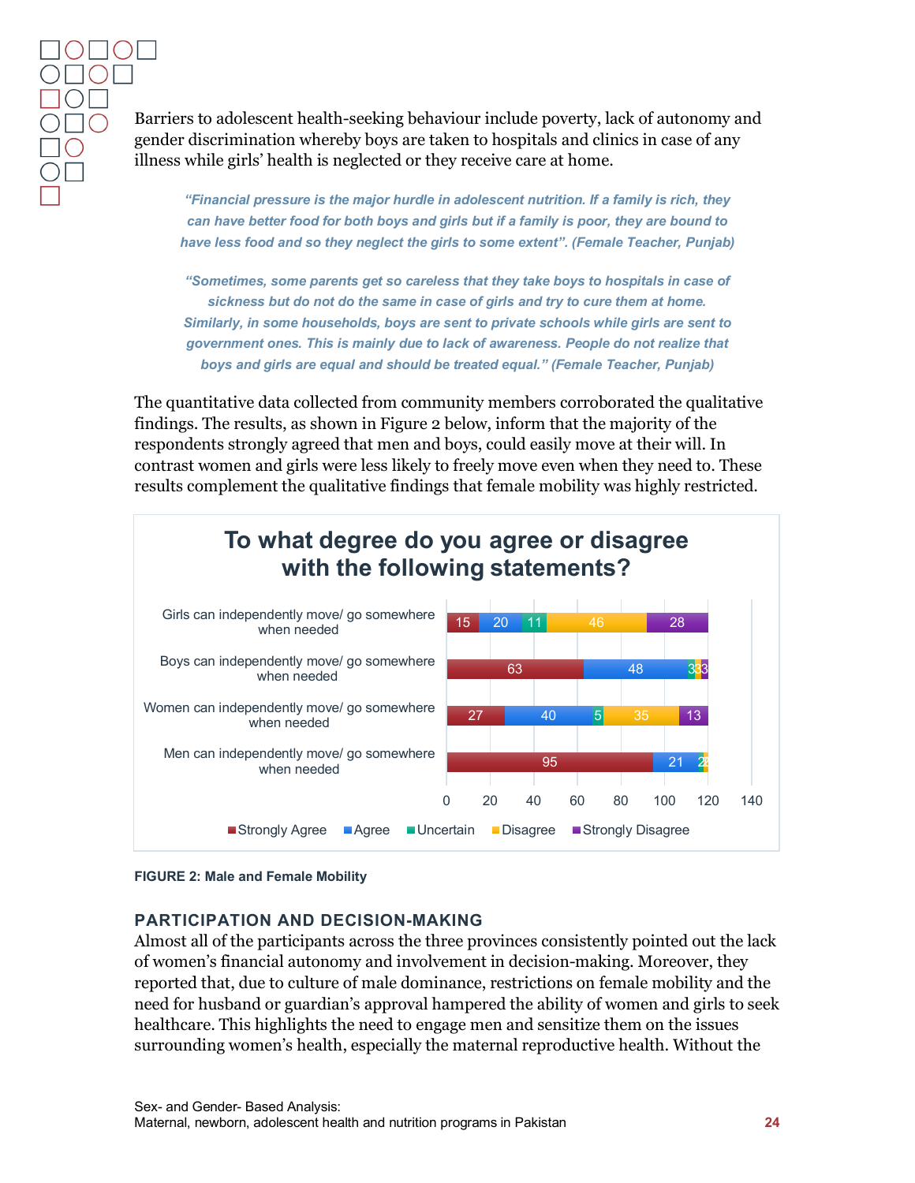Barriers to adolescent health-seeking behaviour include poverty, lack of autonomy and gender discrimination whereby boys are taken to hospitals and clinics in case of any illness while girls' health is neglected or they receive care at home.

> ***"Financial pressure is the major hurdle in adolescent nutrition. If a family is rich, they can have better food for both boys and girls but if a family is poor, they are bound to have less food and so they neglect the girls to some extent". (Female Teacher, Punjab)***

> ***"Sometimes, some parents get so careless that they take boys to hospitals in case of sickness but do not do the same in case of girls and try to cure them at home. Similarly, in some households, boys are sent to private schools while girls are sent to government ones. This is mainly due to lack of awareness. People do not realize that boys and girls are equal and should be treated equal." (Female Teacher, Punjab)***

The quantitative data collected from community members corroborated the qualitative findings. The results, as shown in Figure 2 below, inform that the majority of the respondents strongly agreed that men and boys, could easily move at their will. In contrast women and girls were less likely to freely move even when they need to. These results complement the qualitative findings that female mobility was highly restricted.

**To what degree do you agree or disagree with the following statements?**

| Statement | Strongly Agree | Agree | Uncertain | Disagree | Strongly Disagree |
| --- | --- | --- | --- | --- | --- |
| Girls can independently move/ go somewhere when needed | 15 | 20 | 11 | 46 | 28 |
| Boys can independently move/ go somewhere when needed | 63 | 48 | 3 | 3 | 3 |
| Women can independently move/ go somewhere when needed | 27 | 40 | 5 | 35 | 13 |
| Men can independently move/ go somewhere when needed | 95 | 21 | 2 | 2 | |

**FIGURE 2: Male and Female Mobility**

## PARTICIPATION AND DECISION-MAKING

Almost all of the participants across the three provinces consistently pointed out the lack of women's financial autonomy and involvement in decision-making. Moreover, they reported that, due to culture of male dominance, restrictions on female mobility and the need for husband or guardian's approval hampered the ability of women and girls to seek healthcare. This highlights the need to engage men and sensitize them on the issues surrounding women's health, especially the maternal reproductive health. Without the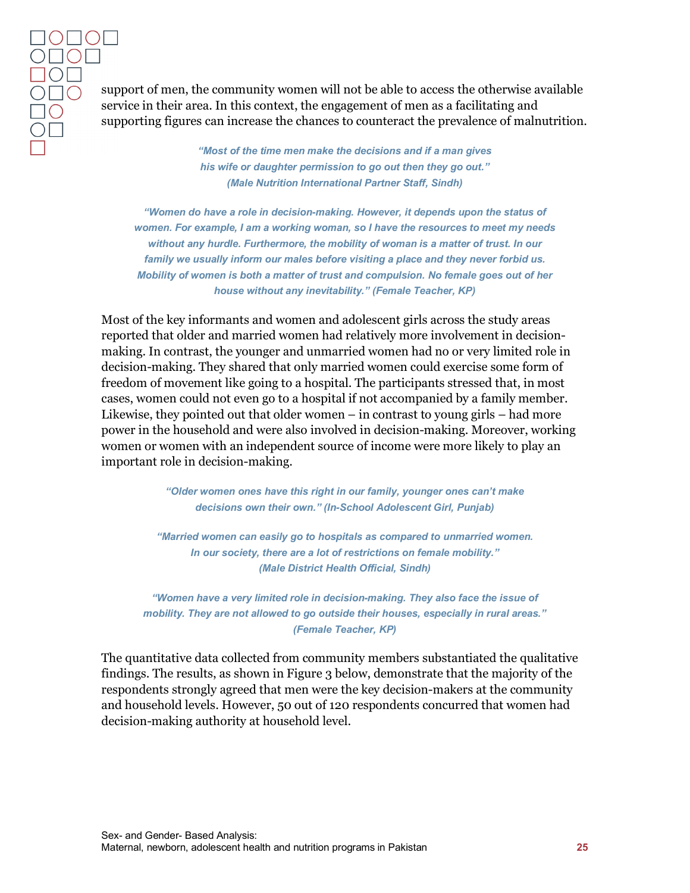support of men, the community women will not be able to access the otherwise available service in their area. In this context, the engagement of men as a facilitating and supporting figures can increase the chances to counteract the prevalence of malnutrition.

> ***"Most of the time men make the decisions and if a man gives his wife or daughter permission to go out then they go out." (Male Nutrition International Partner Staff, Sindh)***

> ***"Women do have a role in decision-making. However, it depends upon the status of women. For example, I am a working woman, so I have the resources to meet my needs without any hurdle. Furthermore, the mobility of woman is a matter of trust. In our family we usually inform our males before visiting a place and they never forbid us. Mobility of women is both a matter of trust and compulsion. No female goes out of her house without any inevitability." (Female Teacher, KP)***

Most of the key informants and women and adolescent girls across the study areas reported that older and married women had relatively more involvement in decision-making. In contrast, the younger and unmarried women had no or very limited role in decision-making. They shared that only married women could exercise some form of freedom of movement like going to a hospital. The participants stressed that, in most cases, women could not even go to a hospital if not accompanied by a family member. Likewise, they pointed out that older women – in contrast to young girls – had more power in the household and were also involved in decision-making. Moreover, working women or women with an independent source of income were more likely to play an important role in decision-making.

> ***"Older women ones have this right in our family, younger ones can't make decisions own their own." (In-School Adolescent Girl, Punjab)***

> ***"Married women can easily go to hospitals as compared to unmarried women. In our society, there are a lot of restrictions on female mobility." (Male District Health Official, Sindh)***

> ***"Women have a very limited role in decision-making. They also face the issue of mobility. They are not allowed to go outside their houses, especially in rural areas." (Female Teacher, KP)***

The quantitative data collected from community members substantiated the qualitative findings. The results, as shown in Figure 3 below, demonstrate that the majority of the respondents strongly agreed that men were the key decision-makers at the community and household levels. However, 50 out of 120 respondents concurred that women had decision-making authority at household level.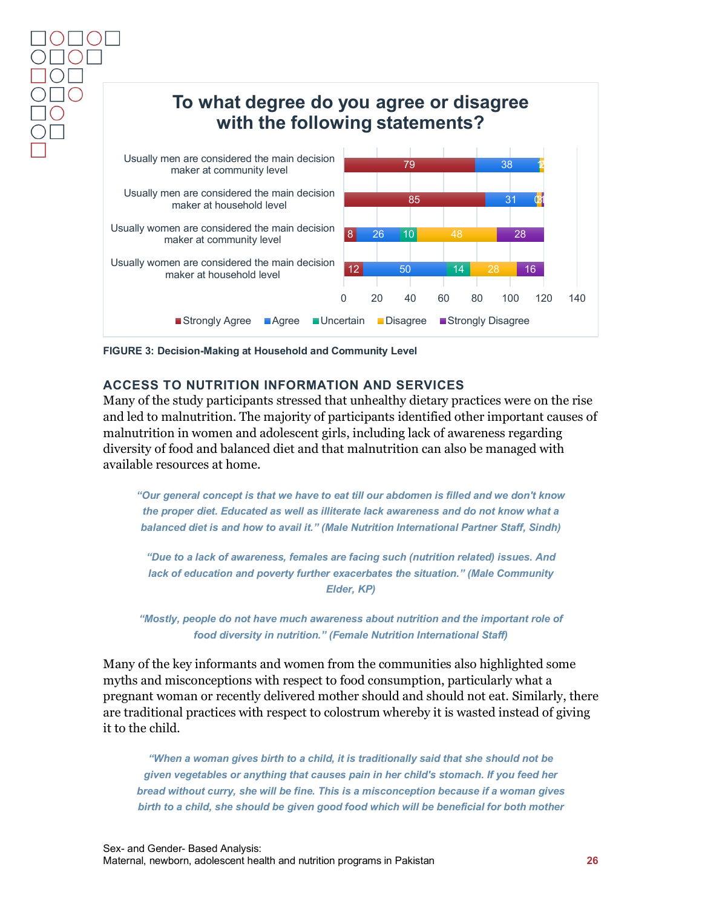**To what degree do you agree or disagree with the following statements?**

| Statement | Strongly Agree | Agree | Uncertain | Disagree | Strongly Disagree |
|---|---|---|---|---|---|
| Usually men are considered the main decision maker at community level | 79 | 38 | 1 | 2 | |
| Usually men are considered the main decision maker at household level | 85 | 31 | 0 | 3 | 1 |
| Usually women are considered the main decision maker at community level | 8 | 26 | 10 | 48 | 28 |
| Usually women are considered the main decision maker at household level | 12 | 50 | 14 | 28 | 16 |

FIGURE 3: Decision-Making at Household and Community Level

### ACCESS TO NUTRITION INFORMATION AND SERVICES

Many of the study participants stressed that unhealthy dietary practices were on the rise and led to malnutrition. The majority of participants identified other important causes of malnutrition in women and adolescent girls, including lack of awareness regarding diversity of food and balanced diet and that malnutrition can also be managed with available resources at home.

> *"Our general concept is that we have to eat till our abdomen is filled and we don't know the proper diet. Educated as well as illiterate lack awareness and do not know what a balanced diet is and how to avail it." (Male Nutrition International Partner Staff, Sindh)*

> *"Due to a lack of awareness, females are facing such (nutrition related) issues. And lack of education and poverty further exacerbates the situation." (Male Community Elder, KP)*

> *"Mostly, people do not have much awareness about nutrition and the important role of food diversity in nutrition." (Female Nutrition International Staff)*

Many of the key informants and women from the communities also highlighted some myths and misconceptions with respect to food consumption, particularly what a pregnant woman or recently delivered mother should and should not eat. Similarly, there are traditional practices with respect to colostrum whereby it is wasted instead of giving it to the child.

> *"When a woman gives birth to a child, it is traditionally said that she should not be given vegetables or anything that causes pain in her child's stomach. If you feed her bread without curry, she will be fine. This is a misconception because if a woman gives birth to a child, she should be given good food which will be beneficial for both mother*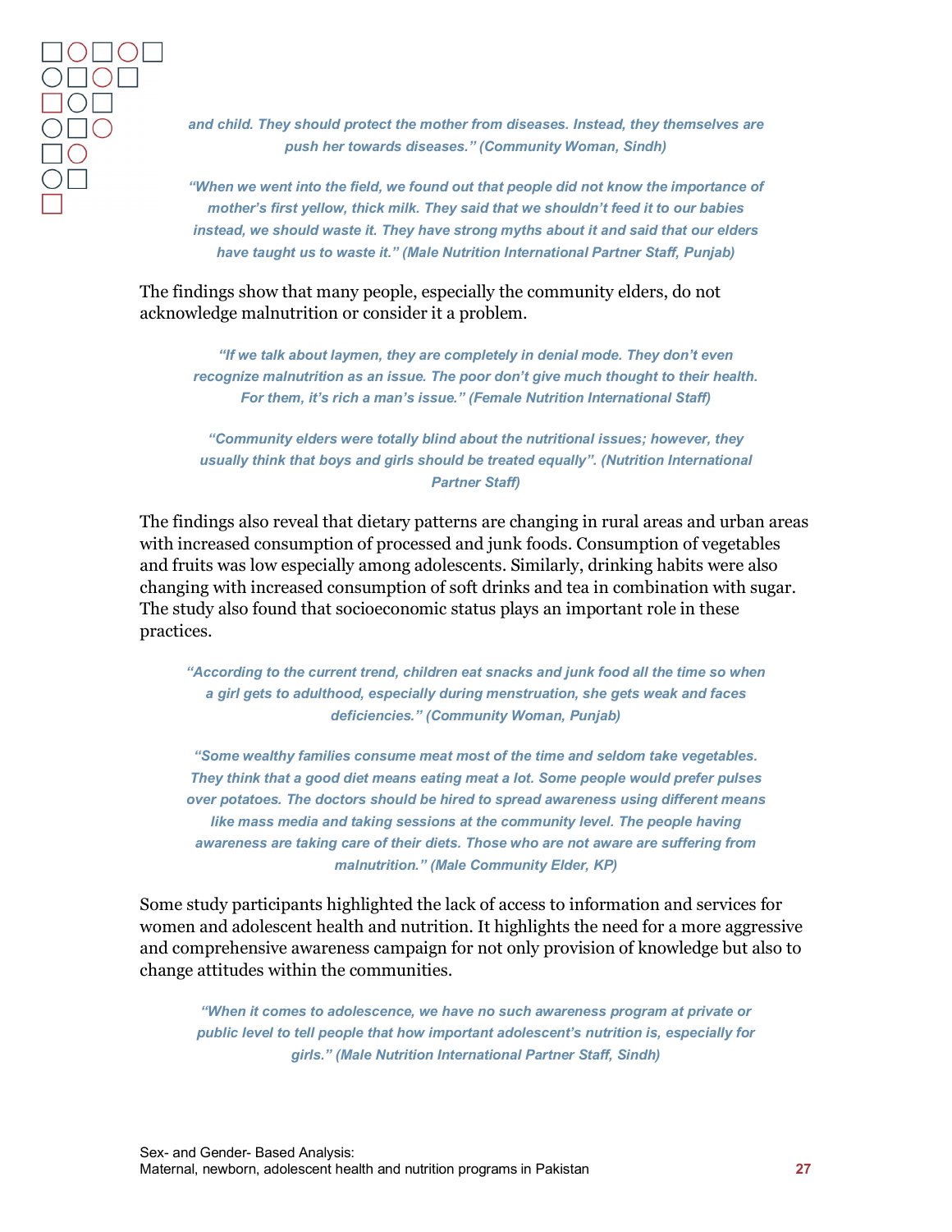*and child. They should protect the mother from diseases. Instead, they themselves are push her towards diseases." (Community Woman, Sindh)*

*"When we went into the field, we found out that people did not know the importance of mother's first yellow, thick milk. They said that we shouldn't feed it to our babies instead, we should waste it. They have strong myths about it and said that our elders have taught us to waste it." (Male Nutrition International Partner Staff, Punjab)*

The findings show that many people, especially the community elders, do not acknowledge malnutrition or consider it a problem.

*"If we talk about laymen, they are completely in denial mode. They don't even recognize malnutrition as an issue. The poor don't give much thought to their health. For them, it's rich a man's issue." (Female Nutrition International Staff)*

*"Community elders were totally blind about the nutritional issues; however, they usually think that boys and girls should be treated equally". (Nutrition International Partner Staff)*

The findings also reveal that dietary patterns are changing in rural areas and urban areas with increased consumption of processed and junk foods. Consumption of vegetables and fruits was low especially among adolescents. Similarly, drinking habits were also changing with increased consumption of soft drinks and tea in combination with sugar. The study also found that socioeconomic status plays an important role in these practices.

*"According to the current trend, children eat snacks and junk food all the time so when a girl gets to adulthood, especially during menstruation, she gets weak and faces deficiencies." (Community Woman, Punjab)*

*"Some wealthy families consume meat most of the time and seldom take vegetables. They think that a good diet means eating meat a lot. Some people would prefer pulses over potatoes. The doctors should be hired to spread awareness using different means like mass media and taking sessions at the community level. The people having awareness are taking care of their diets. Those who are not aware are suffering from malnutrition." (Male Community Elder, KP)*

Some study participants highlighted the lack of access to information and services for women and adolescent health and nutrition. It highlights the need for a more aggressive and comprehensive awareness campaign for not only provision of knowledge but also to change attitudes within the communities.

*"When it comes to adolescence, we have no such awareness program at private or public level to tell people that how important adolescent's nutrition is, especially for girls." (Male Nutrition International Partner Staff, Sindh)*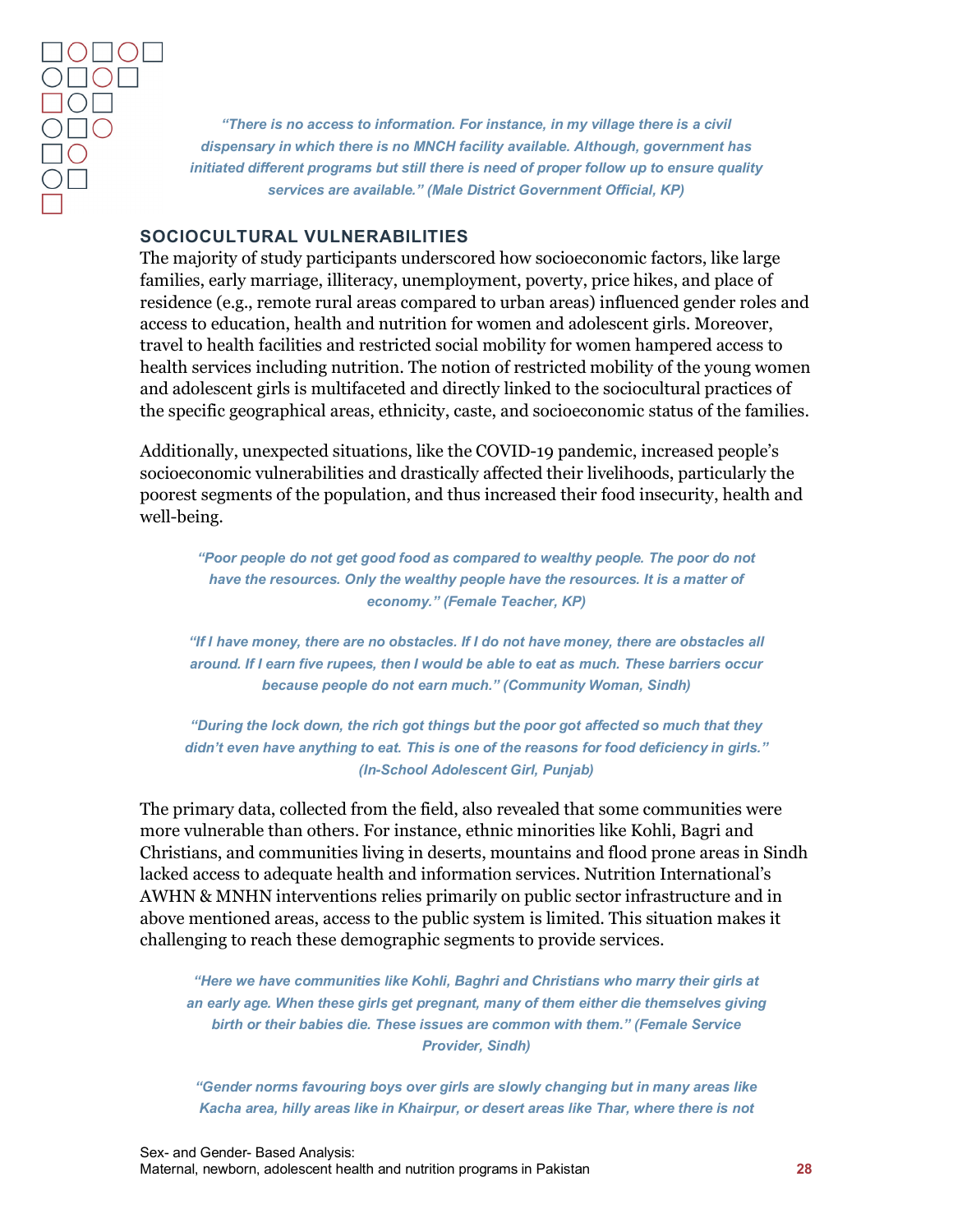*"There is no access to information. For instance, in my village there is a civil dispensary in which there is no MNCH facility available. Although, government has initiated different programs but still there is need of proper follow up to ensure quality services are available." (Male District Government Official, KP)*

### SOCIOCULTURAL VULNERABILITIES

The majority of study participants underscored how socioeconomic factors, like large families, early marriage, illiteracy, unemployment, poverty, price hikes, and place of residence (e.g., remote rural areas compared to urban areas) influenced gender roles and access to education, health and nutrition for women and adolescent girls. Moreover, travel to health facilities and restricted social mobility for women hampered access to health services including nutrition. The notion of restricted mobility of the young women and adolescent girls is multifaceted and directly linked to the sociocultural practices of the specific geographical areas, ethnicity, caste, and socioeconomic status of the families.

Additionally, unexpected situations, like the COVID-19 pandemic, increased people's socioeconomic vulnerabilities and drastically affected their livelihoods, particularly the poorest segments of the population, and thus increased their food insecurity, health and well-being.

*"Poor people do not get good food as compared to wealthy people. The poor do not have the resources. Only the wealthy people have the resources. It is a matter of economy." (Female Teacher, KP)*

*"If I have money, there are no obstacles. If I do not have money, there are obstacles all around. If I earn five rupees, then I would be able to eat as much. These barriers occur because people do not earn much." (Community Woman, Sindh)*

*"During the lock down, the rich got things but the poor got affected so much that they didn't even have anything to eat. This is one of the reasons for food deficiency in girls." (In-School Adolescent Girl, Punjab)*

The primary data, collected from the field, also revealed that some communities were more vulnerable than others. For instance, ethnic minorities like Kohli, Bagri and Christians, and communities living in deserts, mountains and flood prone areas in Sindh lacked access to adequate health and information services. Nutrition International's AWHN & MNHN interventions relies primarily on public sector infrastructure and in above mentioned areas, access to the public system is limited. This situation makes it challenging to reach these demographic segments to provide services.

*"Here we have communities like Kohli, Baghri and Christians who marry their girls at an early age. When these girls get pregnant, many of them either die themselves giving birth or their babies die. These issues are common with them." (Female Service Provider, Sindh)*

*"Gender norms favouring boys over girls are slowly changing but in many areas like Kacha area, hilly areas like in Khairpur, or desert areas like Thar, where there is not*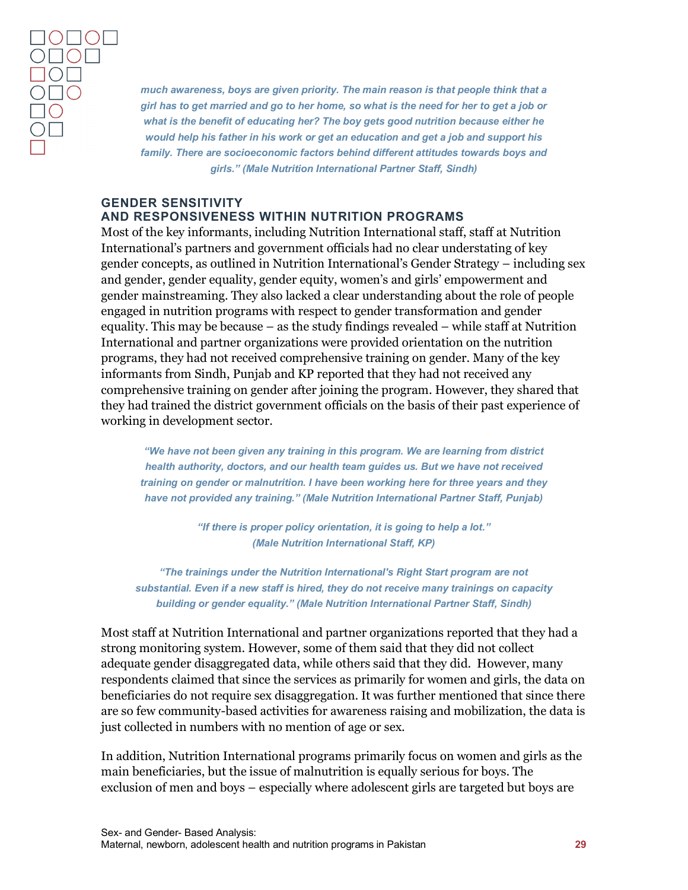*much awareness, boys are given priority. The main reason is that people think that a girl has to get married and go to her home, so what is the need for her to get a job or what is the benefit of educating her? The boy gets good nutrition because either he would help his father in his work or get an education and get a job and support his family. There are socioeconomic factors behind different attitudes towards boys and girls." (Male Nutrition International Partner Staff, Sindh)*

## GENDER SENSITIVITY AND RESPONSIVENESS WITHIN NUTRITION PROGRAMS

Most of the key informants, including Nutrition International staff, staff at Nutrition International's partners and government officials had no clear understating of key gender concepts, as outlined in Nutrition International's Gender Strategy – including sex and gender, gender equality, gender equity, women's and girls' empowerment and gender mainstreaming. They also lacked a clear understanding about the role of people engaged in nutrition programs with respect to gender transformation and gender equality. This may be because – as the study findings revealed – while staff at Nutrition International and partner organizations were provided orientation on the nutrition programs, they had not received comprehensive training on gender. Many of the key informants from Sindh, Punjab and KP reported that they had not received any comprehensive training on gender after joining the program. However, they shared that they had trained the district government officials on the basis of their past experience of working in development sector.

*"We have not been given any training in this program. We are learning from district health authority, doctors, and our health team guides us. But we have not received training on gender or malnutrition. I have been working here for three years and they have not provided any training." (Male Nutrition International Partner Staff, Punjab)*

*"If there is proper policy orientation, it is going to help a lot." (Male Nutrition International Staff, KP)*

*"The trainings under the Nutrition International's Right Start program are not substantial. Even if a new staff is hired, they do not receive many trainings on capacity building or gender equality." (Male Nutrition International Partner Staff, Sindh)*

Most staff at Nutrition International and partner organizations reported that they had a strong monitoring system. However, some of them said that they did not collect adequate gender disaggregated data, while others said that they did. However, many respondents claimed that since the services as primarily for women and girls, the data on beneficiaries do not require sex disaggregation. It was further mentioned that since there are so few community-based activities for awareness raising and mobilization, the data is just collected in numbers with no mention of age or sex.

In addition, Nutrition International programs primarily focus on women and girls as the main beneficiaries, but the issue of malnutrition is equally serious for boys. The exclusion of men and boys – especially where adolescent girls are targeted but boys are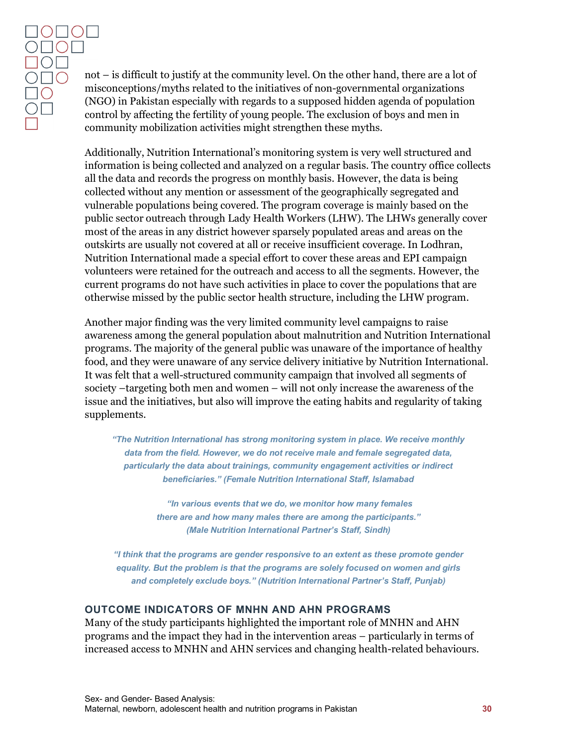not – is difficult to justify at the community level. On the other hand, there are a lot of misconceptions/myths related to the initiatives of non-governmental organizations (NGO) in Pakistan especially with regards to a supposed hidden agenda of population control by affecting the fertility of young people. The exclusion of boys and men in community mobilization activities might strengthen these myths.

Additionally, Nutrition International's monitoring system is very well structured and information is being collected and analyzed on a regular basis. The country office collects all the data and records the progress on monthly basis. However, the data is being collected without any mention or assessment of the geographically segregated and vulnerable populations being covered. The program coverage is mainly based on the public sector outreach through Lady Health Workers (LHW). The LHWs generally cover most of the areas in any district however sparsely populated areas and areas on the outskirts are usually not covered at all or receive insufficient coverage. In Lodhran, Nutrition International made a special effort to cover these areas and EPI campaign volunteers were retained for the outreach and access to all the segments. However, the current programs do not have such activities in place to cover the populations that are otherwise missed by the public sector health structure, including the LHW program.

Another major finding was the very limited community level campaigns to raise awareness among the general population about malnutrition and Nutrition International programs. The majority of the general public was unaware of the importance of healthy food, and they were unaware of any service delivery initiative by Nutrition International. It was felt that a well-structured community campaign that involved all segments of society –targeting both men and women – will not only increase the awareness of the issue and the initiatives, but also will improve the eating habits and regularity of taking supplements.

> ***"The Nutrition International has strong monitoring system in place. We receive monthly data from the field. However, we do not receive male and female segregated data, particularly the data about trainings, community engagement activities or indirect beneficiaries." (Female Nutrition International Staff, Islamabad***

> ***"In various events that we do, we monitor how many females there are and how many males there are among the participants." (Male Nutrition International Partner's Staff, Sindh)***

> ***"I think that the programs are gender responsive to an extent as these promote gender equality. But the problem is that the programs are solely focused on women and girls and completely exclude boys." (Nutrition International Partner's Staff, Punjab)***

## OUTCOME INDICATORS OF MNHN AND AHN PROGRAMS

Many of the study participants highlighted the important role of MNHN and AHN programs and the impact they had in the intervention areas – particularly in terms of increased access to MNHN and AHN services and changing health-related behaviours.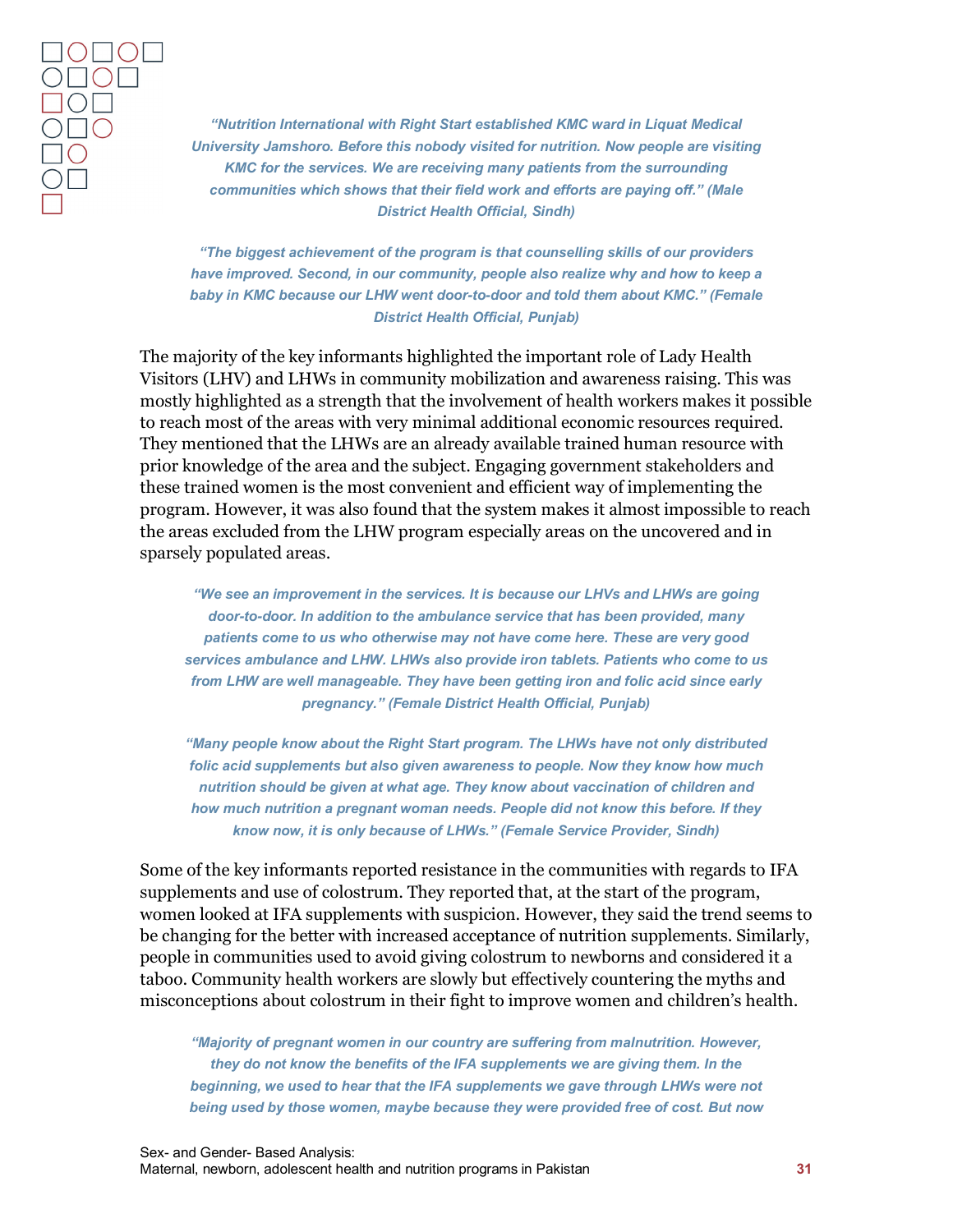*"Nutrition International with Right Start established KMC ward in Liquat Medical University Jamshoro. Before this nobody visited for nutrition. Now people are visiting KMC for the services. We are receiving many patients from the surrounding communities which shows that their field work and efforts are paying off." (Male District Health Official, Sindh)*

*"The biggest achievement of the program is that counselling skills of our providers have improved. Second, in our community, people also realize why and how to keep a baby in KMC because our LHW went door-to-door and told them about KMC." (Female District Health Official, Punjab)*

The majority of the key informants highlighted the important role of Lady Health Visitors (LHV) and LHWs in community mobilization and awareness raising. This was mostly highlighted as a strength that the involvement of health workers makes it possible to reach most of the areas with very minimal additional economic resources required. They mentioned that the LHWs are an already available trained human resource with prior knowledge of the area and the subject. Engaging government stakeholders and these trained women is the most convenient and efficient way of implementing the program. However, it was also found that the system makes it almost impossible to reach the areas excluded from the LHW program especially areas on the uncovered and in sparsely populated areas.

*"We see an improvement in the services. It is because our LHVs and LHWs are going door-to-door. In addition to the ambulance service that has been provided, many patients come to us who otherwise may not have come here. These are very good services ambulance and LHW. LHWs also provide iron tablets. Patients who come to us from LHW are well manageable. They have been getting iron and folic acid since early pregnancy." (Female District Health Official, Punjab)*

*"Many people know about the Right Start program. The LHWs have not only distributed folic acid supplements but also given awareness to people. Now they know how much nutrition should be given at what age. They know about vaccination of children and how much nutrition a pregnant woman needs. People did not know this before. If they know now, it is only because of LHWs." (Female Service Provider, Sindh)*

Some of the key informants reported resistance in the communities with regards to IFA supplements and use of colostrum. They reported that, at the start of the program, women looked at IFA supplements with suspicion. However, they said the trend seems to be changing for the better with increased acceptance of nutrition supplements. Similarly, people in communities used to avoid giving colostrum to newborns and considered it a taboo. Community health workers are slowly but effectively countering the myths and misconceptions about colostrum in their fight to improve women and children's health.

*"Majority of pregnant women in our country are suffering from malnutrition. However, they do not know the benefits of the IFA supplements we are giving them. In the beginning, we used to hear that the IFA supplements we gave through LHWs were not being used by those women, maybe because they were provided free of cost. But now*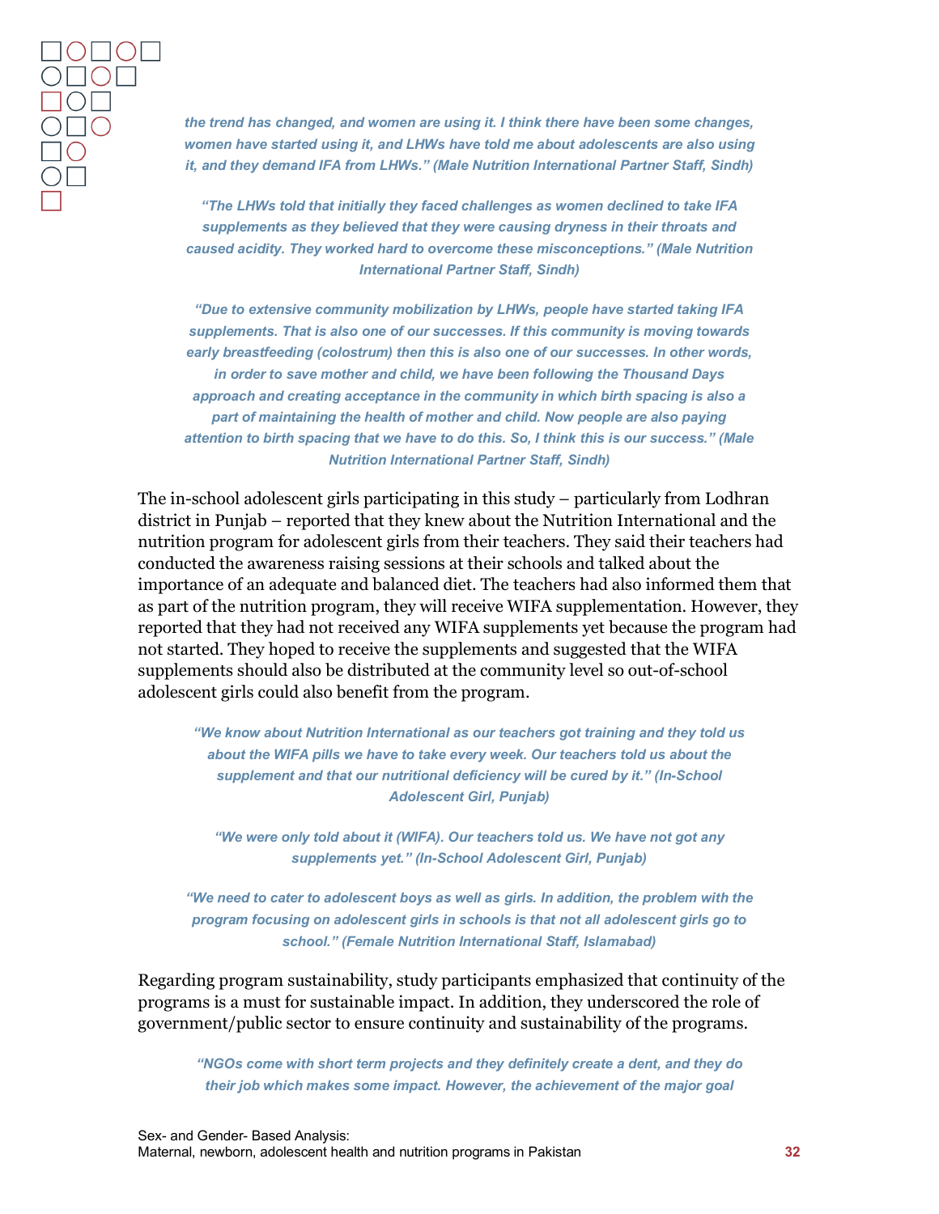*the trend has changed, and women are using it. I think there have been some changes, women have started using it, and LHWs have told me about adolescents are also using it, and they demand IFA from LHWs." (Male Nutrition International Partner Staff, Sindh)*

*"The LHWs told that initially they faced challenges as women declined to take IFA supplements as they believed that they were causing dryness in their throats and caused acidity. They worked hard to overcome these misconceptions." (Male Nutrition International Partner Staff, Sindh)*

*"Due to extensive community mobilization by LHWs, people have started taking IFA supplements. That is also one of our successes. If this community is moving towards early breastfeeding (colostrum) then this is also one of our successes. In other words, in order to save mother and child, we have been following the Thousand Days approach and creating acceptance in the community in which birth spacing is also a part of maintaining the health of mother and child. Now people are also paying attention to birth spacing that we have to do this. So, I think this is our success." (Male Nutrition International Partner Staff, Sindh)*

The in-school adolescent girls participating in this study – particularly from Lodhran district in Punjab – reported that they knew about the Nutrition International and the nutrition program for adolescent girls from their teachers. They said their teachers had conducted the awareness raising sessions at their schools and talked about the importance of an adequate and balanced diet. The teachers had also informed them that as part of the nutrition program, they will receive WIFA supplementation. However, they reported that they had not received any WIFA supplements yet because the program had not started. They hoped to receive the supplements and suggested that the WIFA supplements should also be distributed at the community level so out-of-school adolescent girls could also benefit from the program.

*"We know about Nutrition International as our teachers got training and they told us about the WIFA pills we have to take every week. Our teachers told us about the supplement and that our nutritional deficiency will be cured by it." (In-School Adolescent Girl, Punjab)*

*"We were only told about it (WIFA). Our teachers told us. We have not got any supplements yet." (In-School Adolescent Girl, Punjab)*

*"We need to cater to adolescent boys as well as girls. In addition, the problem with the program focusing on adolescent girls in schools is that not all adolescent girls go to school." (Female Nutrition International Staff, Islamabad)*

Regarding program sustainability, study participants emphasized that continuity of the programs is a must for sustainable impact. In addition, they underscored the role of government/public sector to ensure continuity and sustainability of the programs.

*"NGOs come with short term projects and they definitely create a dent, and they do their job which makes some impact. However, the achievement of the major goal*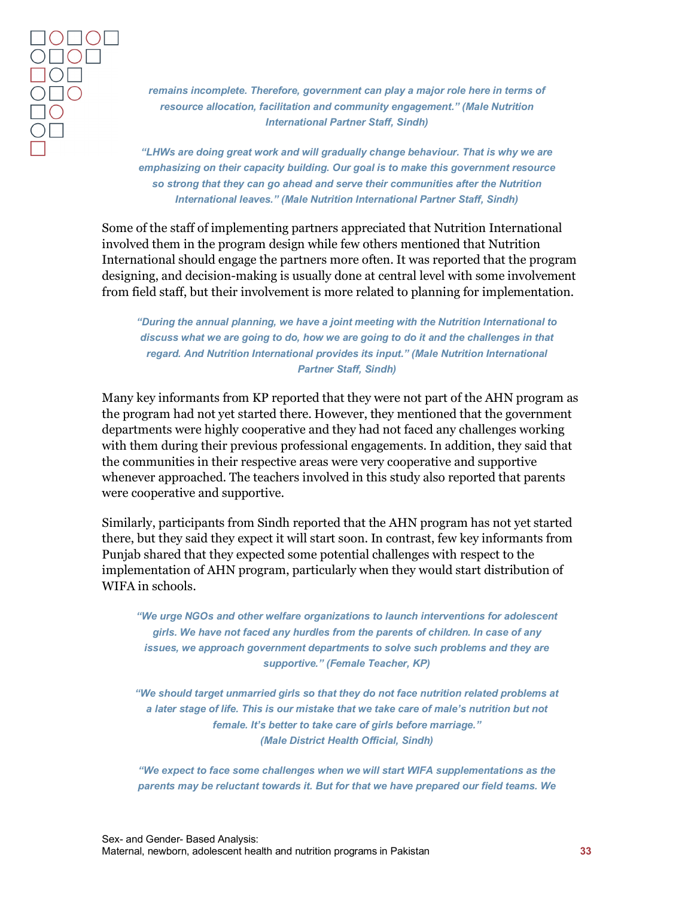> ***remains incomplete. Therefore, government can play a major role here in terms of resource allocation, facilitation and community engagement." (Male Nutrition International Partner Staff, Sindh)***

> ***"LHWs are doing great work and will gradually change behaviour. That is why we are emphasizing on their capacity building. Our goal is to make this government resource so strong that they can go ahead and serve their communities after the Nutrition International leaves." (Male Nutrition International Partner Staff, Sindh)***

Some of the staff of implementing partners appreciated that Nutrition International involved them in the program design while few others mentioned that Nutrition International should engage the partners more often. It was reported that the program designing, and decision-making is usually done at central level with some involvement from field staff, but their involvement is more related to planning for implementation.

> ***"During the annual planning, we have a joint meeting with the Nutrition International to discuss what we are going to do, how we are going to do it and the challenges in that regard. And Nutrition International provides its input." (Male Nutrition International Partner Staff, Sindh)***

Many key informants from KP reported that they were not part of the AHN program as the program had not yet started there. However, they mentioned that the government departments were highly cooperative and they had not faced any challenges working with them during their previous professional engagements. In addition, they said that the communities in their respective areas were very cooperative and supportive whenever approached. The teachers involved in this study also reported that parents were cooperative and supportive.

Similarly, participants from Sindh reported that the AHN program has not yet started there, but they said they expect it will start soon. In contrast, few key informants from Punjab shared that they expected some potential challenges with respect to the implementation of AHN program, particularly when they would start distribution of WIFA in schools.

> ***"We urge NGOs and other welfare organizations to launch interventions for adolescent girls. We have not faced any hurdles from the parents of children. In case of any issues, we approach government departments to solve such problems and they are supportive." (Female Teacher, KP)***

> ***"We should target unmarried girls so that they do not face nutrition related problems at a later stage of life. This is our mistake that we take care of male's nutrition but not female. It's better to take care of girls before marriage." (Male District Health Official, Sindh)***

> ***"We expect to face some challenges when we will start WIFA supplementations as the parents may be reluctant towards it. But for that we have prepared our field teams. We***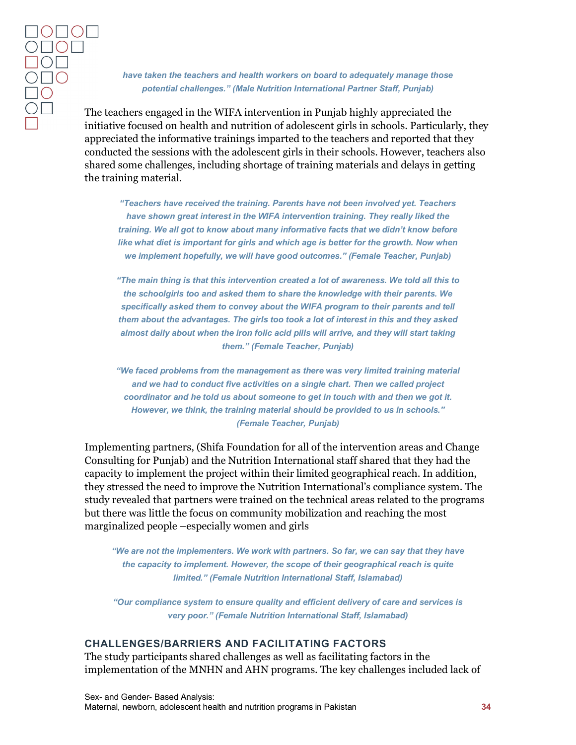*have taken the teachers and health workers on board to adequately manage those potential challenges." (Male Nutrition International Partner Staff, Punjab)*

The teachers engaged in the WIFA intervention in Punjab highly appreciated the initiative focused on health and nutrition of adolescent girls in schools. Particularly, they appreciated the informative trainings imparted to the teachers and reported that they conducted the sessions with the adolescent girls in their schools. However, teachers also shared some challenges, including shortage of training materials and delays in getting the training material.

> *"Teachers have received the training. Parents have not been involved yet. Teachers have shown great interest in the WIFA intervention training. They really liked the training. We all got to know about many informative facts that we didn't know before like what diet is important for girls and which age is better for the growth. Now when we implement hopefully, we will have good outcomes." (Female Teacher, Punjab)*

> *"The main thing is that this intervention created a lot of awareness. We told all this to the schoolgirls too and asked them to share the knowledge with their parents. We specifically asked them to convey about the WIFA program to their parents and tell them about the advantages. The girls too took a lot of interest in this and they asked almost daily about when the iron folic acid pills will arrive, and they will start taking them." (Female Teacher, Punjab)*

> *"We faced problems from the management as there was very limited training material and we had to conduct five activities on a single chart. Then we called project coordinator and he told us about someone to get in touch with and then we got it. However, we think, the training material should be provided to us in schools." (Female Teacher, Punjab)*

Implementing partners, (Shifa Foundation for all of the intervention areas and Change Consulting for Punjab) and the Nutrition International staff shared that they had the capacity to implement the project within their limited geographical reach. In addition, they stressed the need to improve the Nutrition International's compliance system. The study revealed that partners were trained on the technical areas related to the programs but there was little the focus on community mobilization and reaching the most marginalized people –especially women and girls

> *"We are not the implementers. We work with partners. So far, we can say that they have the capacity to implement. However, the scope of their geographical reach is quite limited." (Female Nutrition International Staff, Islamabad)*

> *"Our compliance system to ensure quality and efficient delivery of care and services is very poor." (Female Nutrition International Staff, Islamabad)*

## CHALLENGES/BARRIERS AND FACILITATING FACTORS

The study participants shared challenges as well as facilitating factors in the implementation of the MNHN and AHN programs. The key challenges included lack of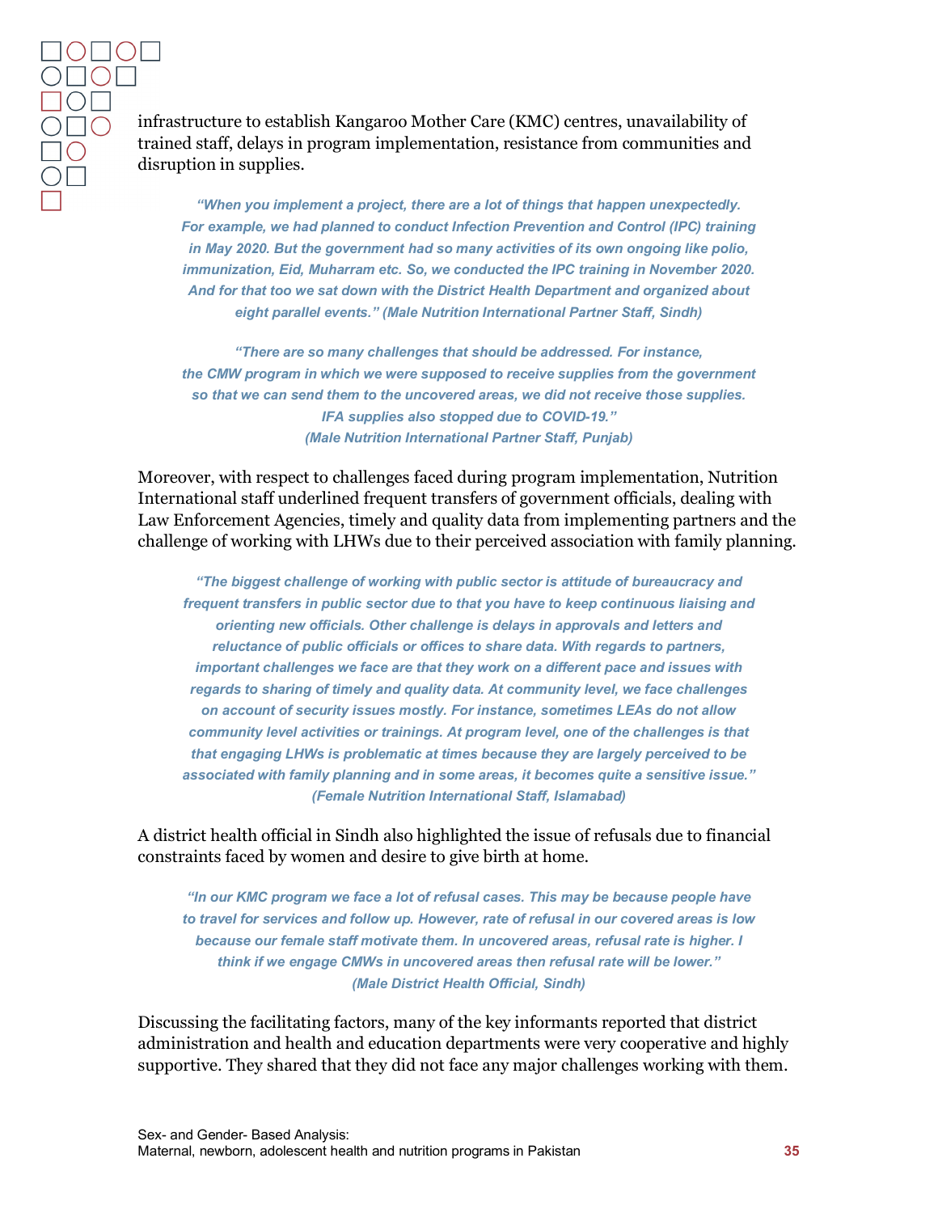infrastructure to establish Kangaroo Mother Care (KMC) centres, unavailability of trained staff, delays in program implementation, resistance from communities and disruption in supplies.

> ***"When you implement a project, there are a lot of things that happen unexpectedly. For example, we had planned to conduct Infection Prevention and Control (IPC) training in May 2020. But the government had so many activities of its own ongoing like polio, immunization, Eid, Muharram etc. So, we conducted the IPC training in November 2020. And for that too we sat down with the District Health Department and organized about eight parallel events." (Male Nutrition International Partner Staff, Sindh)***

> ***"There are so many challenges that should be addressed. For instance, the CMW program in which we were supposed to receive supplies from the government so that we can send them to the uncovered areas, we did not receive those supplies. IFA supplies also stopped due to COVID-19." (Male Nutrition International Partner Staff, Punjab)***

Moreover, with respect to challenges faced during program implementation, Nutrition International staff underlined frequent transfers of government officials, dealing with Law Enforcement Agencies, timely and quality data from implementing partners and the challenge of working with LHWs due to their perceived association with family planning.

> ***"The biggest challenge of working with public sector is attitude of bureaucracy and frequent transfers in public sector due to that you have to keep continuous liaising and orienting new officials. Other challenge is delays in approvals and letters and reluctance of public officials or offices to share data. With regards to partners, important challenges we face are that they work on a different pace and issues with regards to sharing of timely and quality data. At community level, we face challenges on account of security issues mostly. For instance, sometimes LEAs do not allow community level activities or trainings. At program level, one of the challenges is that that engaging LHWs is problematic at times because they are largely perceived to be associated with family planning and in some areas, it becomes quite a sensitive issue." (Female Nutrition International Staff, Islamabad)***

A district health official in Sindh also highlighted the issue of refusals due to financial constraints faced by women and desire to give birth at home.

> ***"In our KMC program we face a lot of refusal cases. This may be because people have to travel for services and follow up. However, rate of refusal in our covered areas is low because our female staff motivate them. In uncovered areas, refusal rate is higher. I think if we engage CMWs in uncovered areas then refusal rate will be lower." (Male District Health Official, Sindh)***

Discussing the facilitating factors, many of the key informants reported that district administration and health and education departments were very cooperative and highly supportive. They shared that they did not face any major challenges working with them.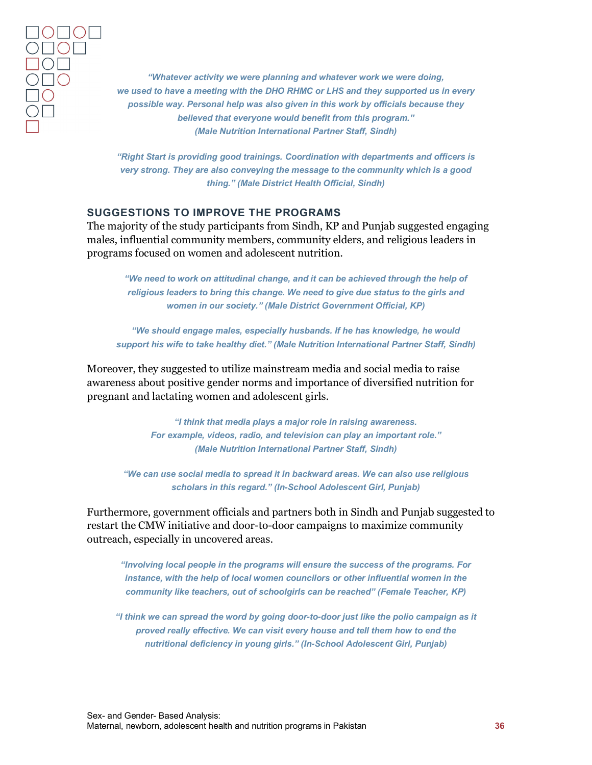*“Whatever activity we were planning and whatever work we were doing, we used to have a meeting with the DHO RHMC or LHS and they supported us in every possible way. Personal help was also given in this work by officials because they believed that everyone would benefit from this program.” (Male Nutrition International Partner Staff, Sindh)*

*“Right Start is providing good trainings. Coordination with departments and officers is very strong. They are also conveying the message to the community which is a good thing.” (Male District Health Official, Sindh)*

## SUGGESTIONS TO IMPROVE THE PROGRAMS

The majority of the study participants from Sindh, KP and Punjab suggested engaging males, influential community members, community elders, and religious leaders in programs focused on women and adolescent nutrition.

*“We need to work on attitudinal change, and it can be achieved through the help of religious leaders to bring this change. We need to give due status to the girls and women in our society.” (Male District Government Official, KP)*

*“We should engage males, especially husbands. If he has knowledge, he would support his wife to take healthy diet.” (Male Nutrition International Partner Staff, Sindh)*

Moreover, they suggested to utilize mainstream media and social media to raise awareness about positive gender norms and importance of diversified nutrition for pregnant and lactating women and adolescent girls.

*“I think that media plays a major role in raising awareness. For example, videos, radio, and television can play an important role.” (Male Nutrition International Partner Staff, Sindh)*

*“We can use social media to spread it in backward areas. We can also use religious scholars in this regard.” (In-School Adolescent Girl, Punjab)*

Furthermore, government officials and partners both in Sindh and Punjab suggested to restart the CMW initiative and door-to-door campaigns to maximize community outreach, especially in uncovered areas.

*“Involving local people in the programs will ensure the success of the programs. For instance, with the help of local women councilors or other influential women in the community like teachers, out of schoolgirls can be reached” (Female Teacher, KP)*

*“I think we can spread the word by going door-to-door just like the polio campaign as it proved really effective. We can visit every house and tell them how to end the nutritional deficiency in young girls.” (In-School Adolescent Girl, Punjab)*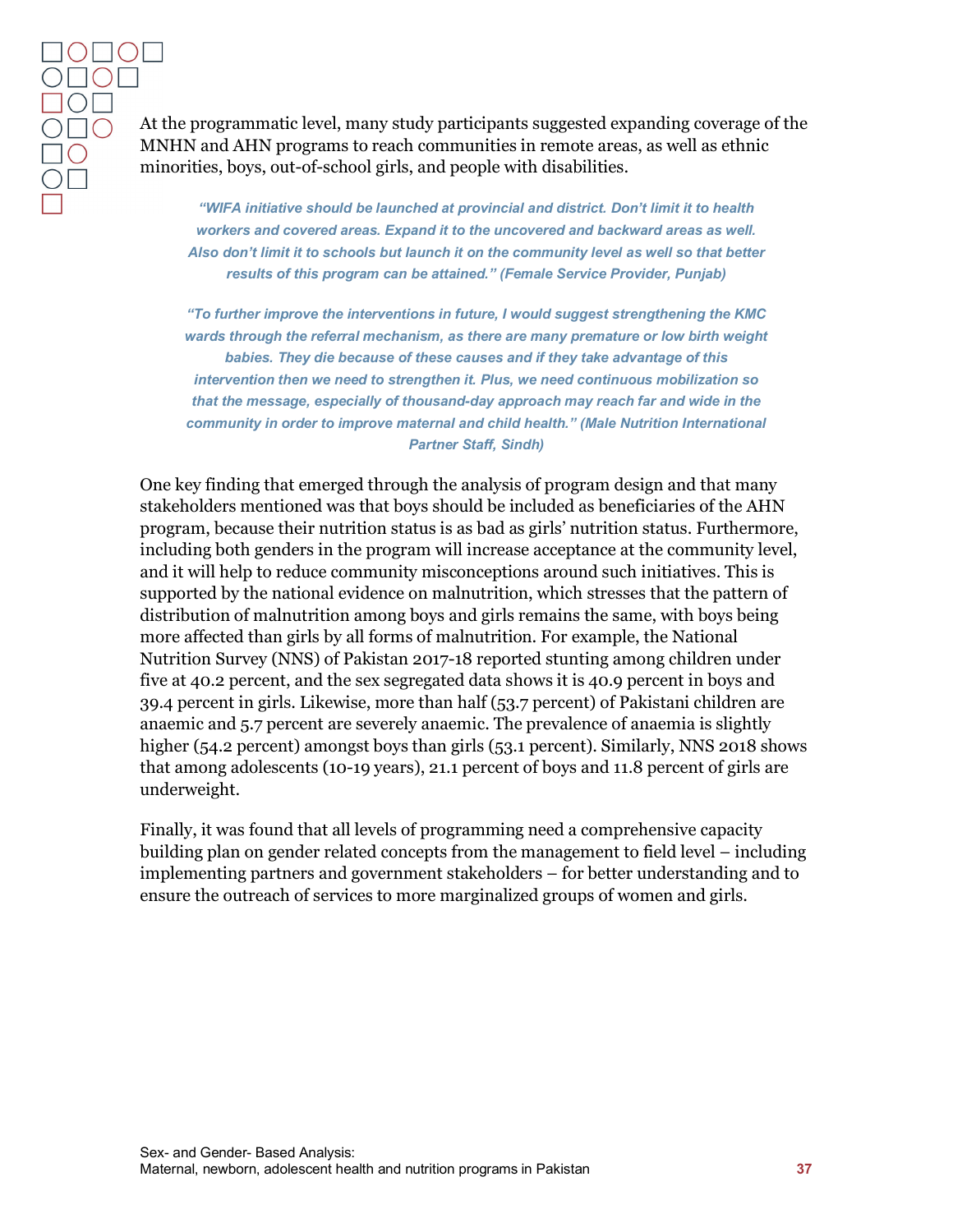At the programmatic level, many study participants suggested expanding coverage of the MNHN and AHN programs to reach communities in remote areas, as well as ethnic minorities, boys, out-of-school girls, and people with disabilities.

> ***"WIFA initiative should be launched at provincial and district. Don't limit it to health workers and covered areas. Expand it to the uncovered and backward areas as well. Also don't limit it to schools but launch it on the community level as well so that better results of this program can be attained." (Female Service Provider, Punjab)***

> ***"To further improve the interventions in future, I would suggest strengthening the KMC wards through the referral mechanism, as there are many premature or low birth weight babies. They die because of these causes and if they take advantage of this intervention then we need to strengthen it. Plus, we need continuous mobilization so that the message, especially of thousand-day approach may reach far and wide in the community in order to improve maternal and child health." (Male Nutrition International Partner Staff, Sindh)***

One key finding that emerged through the analysis of program design and that many stakeholders mentioned was that boys should be included as beneficiaries of the AHN program, because their nutrition status is as bad as girls' nutrition status. Furthermore, including both genders in the program will increase acceptance at the community level, and it will help to reduce community misconceptions around such initiatives. This is supported by the national evidence on malnutrition, which stresses that the pattern of distribution of malnutrition among boys and girls remains the same, with boys being more affected than girls by all forms of malnutrition. For example, the National Nutrition Survey (NNS) of Pakistan 2017-18 reported stunting among children under five at 40.2 percent, and the sex segregated data shows it is 40.9 percent in boys and 39.4 percent in girls. Likewise, more than half (53.7 percent) of Pakistani children are anaemic and 5.7 percent are severely anaemic. The prevalence of anaemia is slightly higher (54.2 percent) amongst boys than girls (53.1 percent). Similarly, NNS 2018 shows that among adolescents (10-19 years), 21.1 percent of boys and 11.8 percent of girls are underweight.

Finally, it was found that all levels of programming need a comprehensive capacity building plan on gender related concepts from the management to field level – including implementing partners and government stakeholders – for better understanding and to ensure the outreach of services to more marginalized groups of women and girls.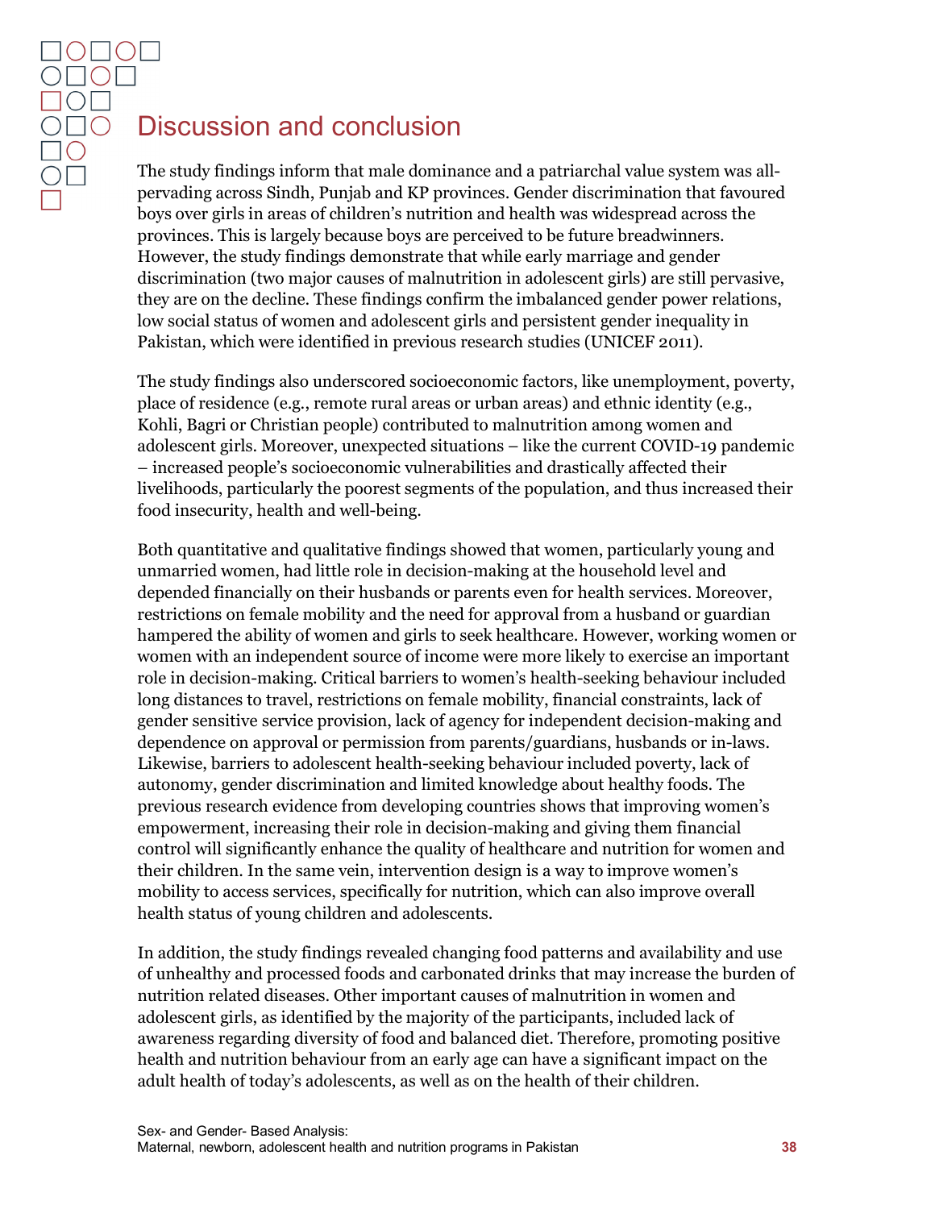# Discussion and conclusion

The study findings inform that male dominance and a patriarchal value system was all-pervading across Sindh, Punjab and KP provinces. Gender discrimination that favoured boys over girls in areas of children's nutrition and health was widespread across the provinces. This is largely because boys are perceived to be future breadwinners. However, the study findings demonstrate that while early marriage and gender discrimination (two major causes of malnutrition in adolescent girls) are still pervasive, they are on the decline. These findings confirm the imbalanced gender power relations, low social status of women and adolescent girls and persistent gender inequality in Pakistan, which were identified in previous research studies (UNICEF 2011).

The study findings also underscored socioeconomic factors, like unemployment, poverty, place of residence (e.g., remote rural areas or urban areas) and ethnic identity (e.g., Kohli, Bagri or Christian people) contributed to malnutrition among women and adolescent girls. Moreover, unexpected situations – like the current COVID-19 pandemic – increased people's socioeconomic vulnerabilities and drastically affected their livelihoods, particularly the poorest segments of the population, and thus increased their food insecurity, health and well-being.

Both quantitative and qualitative findings showed that women, particularly young and unmarried women, had little role in decision-making at the household level and depended financially on their husbands or parents even for health services. Moreover, restrictions on female mobility and the need for approval from a husband or guardian hampered the ability of women and girls to seek healthcare. However, working women or women with an independent source of income were more likely to exercise an important role in decision-making. Critical barriers to women's health-seeking behaviour included long distances to travel, restrictions on female mobility, financial constraints, lack of gender sensitive service provision, lack of agency for independent decision-making and dependence on approval or permission from parents/guardians, husbands or in-laws. Likewise, barriers to adolescent health-seeking behaviour included poverty, lack of autonomy, gender discrimination and limited knowledge about healthy foods. The previous research evidence from developing countries shows that improving women's empowerment, increasing their role in decision-making and giving them financial control will significantly enhance the quality of healthcare and nutrition for women and their children. In the same vein, intervention design is a way to improve women's mobility to access services, specifically for nutrition, which can also improve overall health status of young children and adolescents.

In addition, the study findings revealed changing food patterns and availability and use of unhealthy and processed foods and carbonated drinks that may increase the burden of nutrition related diseases. Other important causes of malnutrition in women and adolescent girls, as identified by the majority of the participants, included lack of awareness regarding diversity of food and balanced diet. Therefore, promoting positive health and nutrition behaviour from an early age can have a significant impact on the adult health of today's adolescents, as well as on the health of their children.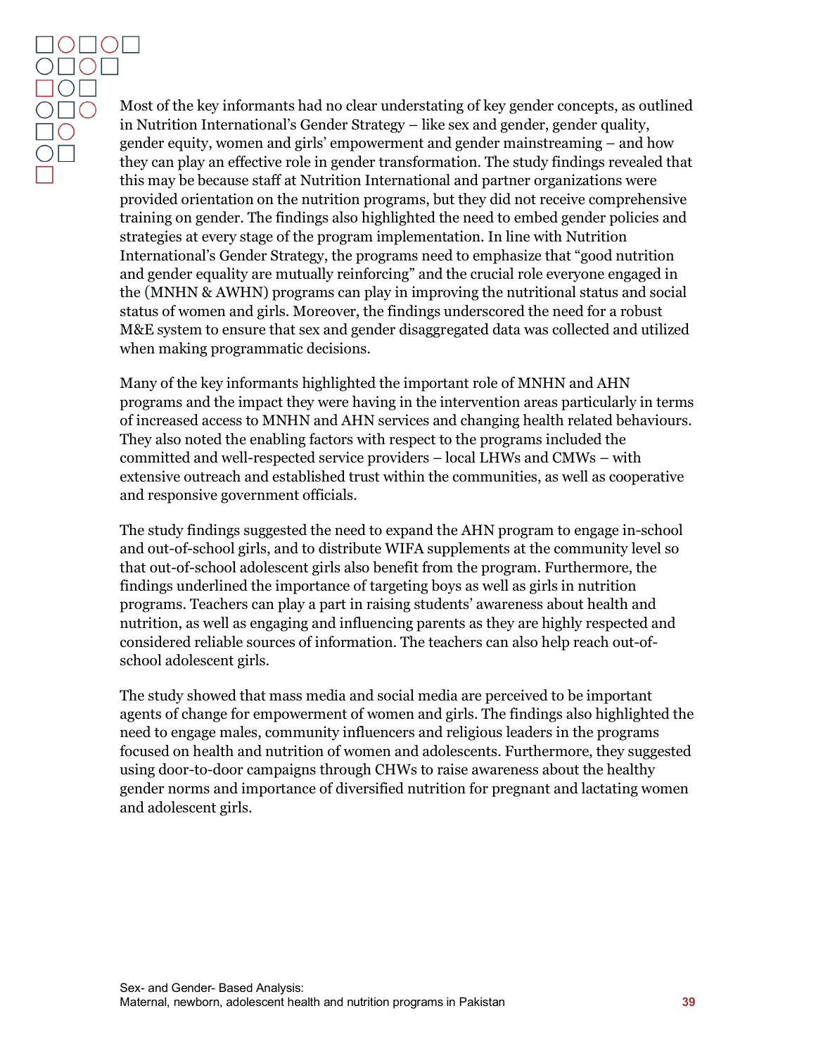Most of the key informants had no clear understating of key gender concepts, as outlined in Nutrition International's Gender Strategy – like sex and gender, gender quality, gender equity, women and girls' empowerment and gender mainstreaming – and how they can play an effective role in gender transformation. The study findings revealed that this may be because staff at Nutrition International and partner organizations were provided orientation on the nutrition programs, but they did not receive comprehensive training on gender. The findings also highlighted the need to embed gender policies and strategies at every stage of the program implementation. In line with Nutrition International's Gender Strategy, the programs need to emphasize that "good nutrition and gender equality are mutually reinforcing" and the crucial role everyone engaged in the (MNHN & AWHN) programs can play in improving the nutritional status and social status of women and girls. Moreover, the findings underscored the need for a robust M&E system to ensure that sex and gender disaggregated data was collected and utilized when making programmatic decisions.

Many of the key informants highlighted the important role of MNHN and AHN programs and the impact they were having in the intervention areas particularly in terms of increased access to MNHN and AHN services and changing health related behaviours. They also noted the enabling factors with respect to the programs included the committed and well-respected service providers – local LHWs and CMWs – with extensive outreach and established trust within the communities, as well as cooperative and responsive government officials.

The study findings suggested the need to expand the AHN program to engage in-school and out-of-school girls, and to distribute WIFA supplements at the community level so that out-of-school adolescent girls also benefit from the program. Furthermore, the findings underlined the importance of targeting boys as well as girls in nutrition programs. Teachers can play a part in raising students' awareness about health and nutrition, as well as engaging and influencing parents as they are highly respected and considered reliable sources of information. The teachers can also help reach out-of-school adolescent girls.

The study showed that mass media and social media are perceived to be important agents of change for empowerment of women and girls. The findings also highlighted the need to engage males, community influencers and religious leaders in the programs focused on health and nutrition of women and adolescents. Furthermore, they suggested using door-to-door campaigns through CHWs to raise awareness about the healthy gender norms and importance of diversified nutrition for pregnant and lactating women and adolescent girls.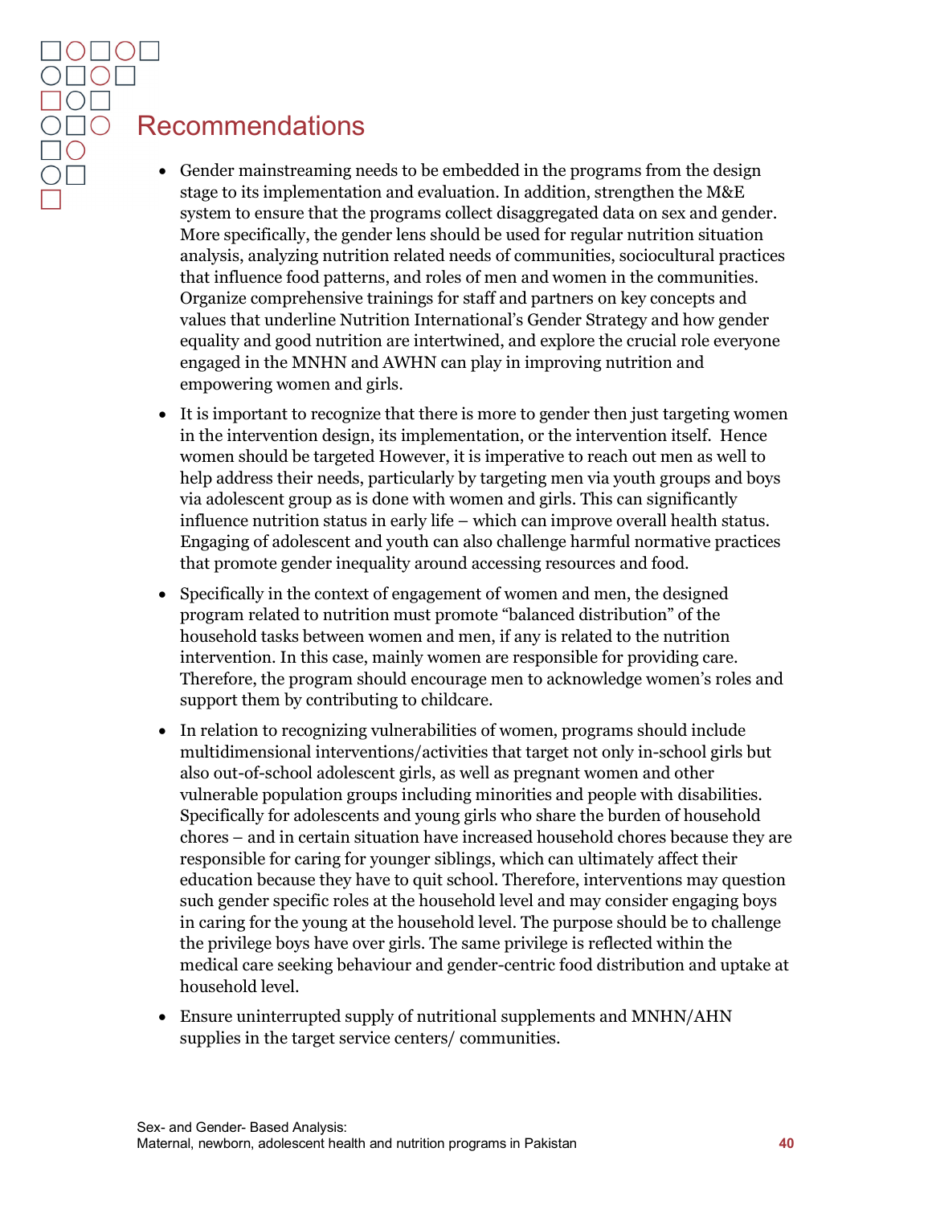# Recommendations

- Gender mainstreaming needs to be embedded in the programs from the design stage to its implementation and evaluation. In addition, strengthen the M&E system to ensure that the programs collect disaggregated data on sex and gender. More specifically, the gender lens should be used for regular nutrition situation analysis, analyzing nutrition related needs of communities, sociocultural practices that influence food patterns, and roles of men and women in the communities. Organize comprehensive trainings for staff and partners on key concepts and values that underline Nutrition International's Gender Strategy and how gender equality and good nutrition are intertwined, and explore the crucial role everyone engaged in the MNHN and AWHN can play in improving nutrition and empowering women and girls.
- It is important to recognize that there is more to gender then just targeting women in the intervention design, its implementation, or the intervention itself. Hence women should be targeted However, it is imperative to reach out men as well to help address their needs, particularly by targeting men via youth groups and boys via adolescent group as is done with women and girls. This can significantly influence nutrition status in early life – which can improve overall health status. Engaging of adolescent and youth can also challenge harmful normative practices that promote gender inequality around accessing resources and food.
- Specifically in the context of engagement of women and men, the designed program related to nutrition must promote "balanced distribution" of the household tasks between women and men, if any is related to the nutrition intervention. In this case, mainly women are responsible for providing care. Therefore, the program should encourage men to acknowledge women's roles and support them by contributing to childcare.
- In relation to recognizing vulnerabilities of women, programs should include multidimensional interventions/activities that target not only in-school girls but also out-of-school adolescent girls, as well as pregnant women and other vulnerable population groups including minorities and people with disabilities. Specifically for adolescents and young girls who share the burden of household chores – and in certain situation have increased household chores because they are responsible for caring for younger siblings, which can ultimately affect their education because they have to quit school. Therefore, interventions may question such gender specific roles at the household level and may consider engaging boys in caring for the young at the household level. The purpose should be to challenge the privilege boys have over girls. The same privilege is reflected within the medical care seeking behaviour and gender-centric food distribution and uptake at household level.
- Ensure uninterrupted supply of nutritional supplements and MNHN/AHN supplies in the target service centers/ communities.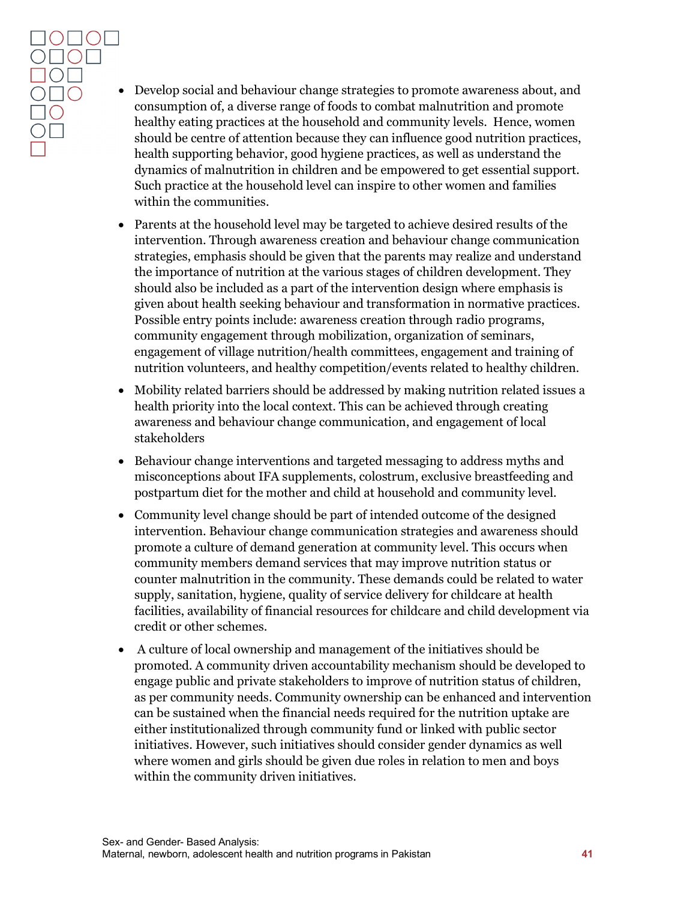- Develop social and behaviour change strategies to promote awareness about, and consumption of, a diverse range of foods to combat malnutrition and promote healthy eating practices at the household and community levels. Hence, women should be centre of attention because they can influence good nutrition practices, health supporting behavior, good hygiene practices, as well as understand the dynamics of malnutrition in children and be empowered to get essential support. Such practice at the household level can inspire to other women and families within the communities.
- Parents at the household level may be targeted to achieve desired results of the intervention. Through awareness creation and behaviour change communication strategies, emphasis should be given that the parents may realize and understand the importance of nutrition at the various stages of children development. They should also be included as a part of the intervention design where emphasis is given about health seeking behaviour and transformation in normative practices. Possible entry points include: awareness creation through radio programs, community engagement through mobilization, organization of seminars, engagement of village nutrition/health committees, engagement and training of nutrition volunteers, and healthy competition/events related to healthy children.
- Mobility related barriers should be addressed by making nutrition related issues a health priority into the local context. This can be achieved through creating awareness and behaviour change communication, and engagement of local stakeholders
- Behaviour change interventions and targeted messaging to address myths and misconceptions about IFA supplements, colostrum, exclusive breastfeeding and postpartum diet for the mother and child at household and community level.
- Community level change should be part of intended outcome of the designed intervention. Behaviour change communication strategies and awareness should promote a culture of demand generation at community level. This occurs when community members demand services that may improve nutrition status or counter malnutrition in the community. These demands could be related to water supply, sanitation, hygiene, quality of service delivery for childcare at health facilities, availability of financial resources for childcare and child development via credit or other schemes.
- A culture of local ownership and management of the initiatives should be promoted. A community driven accountability mechanism should be developed to engage public and private stakeholders to improve of nutrition status of children, as per community needs. Community ownership can be enhanced and intervention can be sustained when the financial needs required for the nutrition uptake are either institutionalized through community fund or linked with public sector initiatives. However, such initiatives should consider gender dynamics as well where women and girls should be given due roles in relation to men and boys within the community driven initiatives.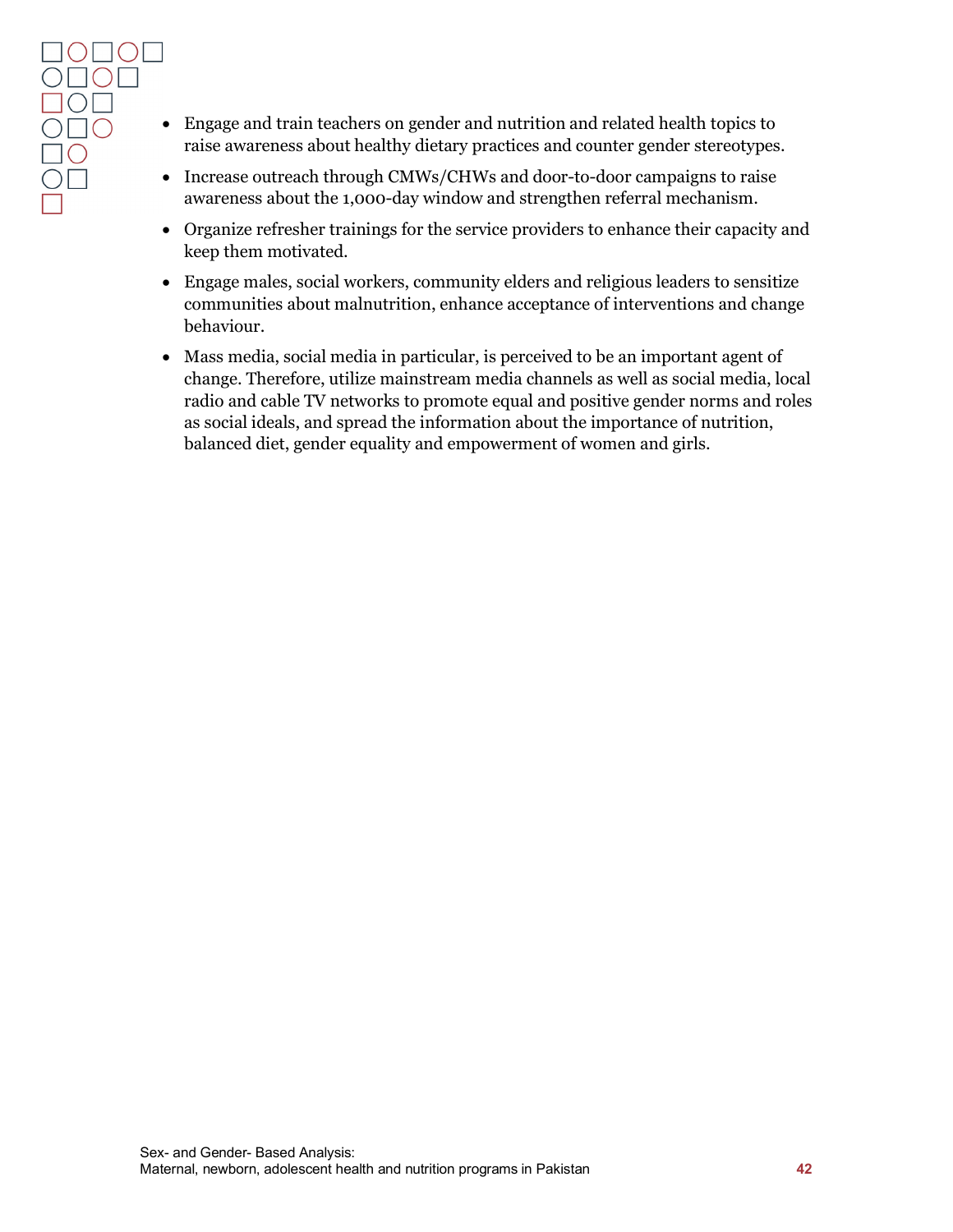- Engage and train teachers on gender and nutrition and related health topics to raise awareness about healthy dietary practices and counter gender stereotypes.
- Increase outreach through CMWs/CHWs and door-to-door campaigns to raise awareness about the 1,000-day window and strengthen referral mechanism.
- Organize refresher trainings for the service providers to enhance their capacity and keep them motivated.
- Engage males, social workers, community elders and religious leaders to sensitize communities about malnutrition, enhance acceptance of interventions and change behaviour.
- Mass media, social media in particular, is perceived to be an important agent of change. Therefore, utilize mainstream media channels as well as social media, local radio and cable TV networks to promote equal and positive gender norms and roles as social ideals, and spread the information about the importance of nutrition, balanced diet, gender equality and empowerment of women and girls.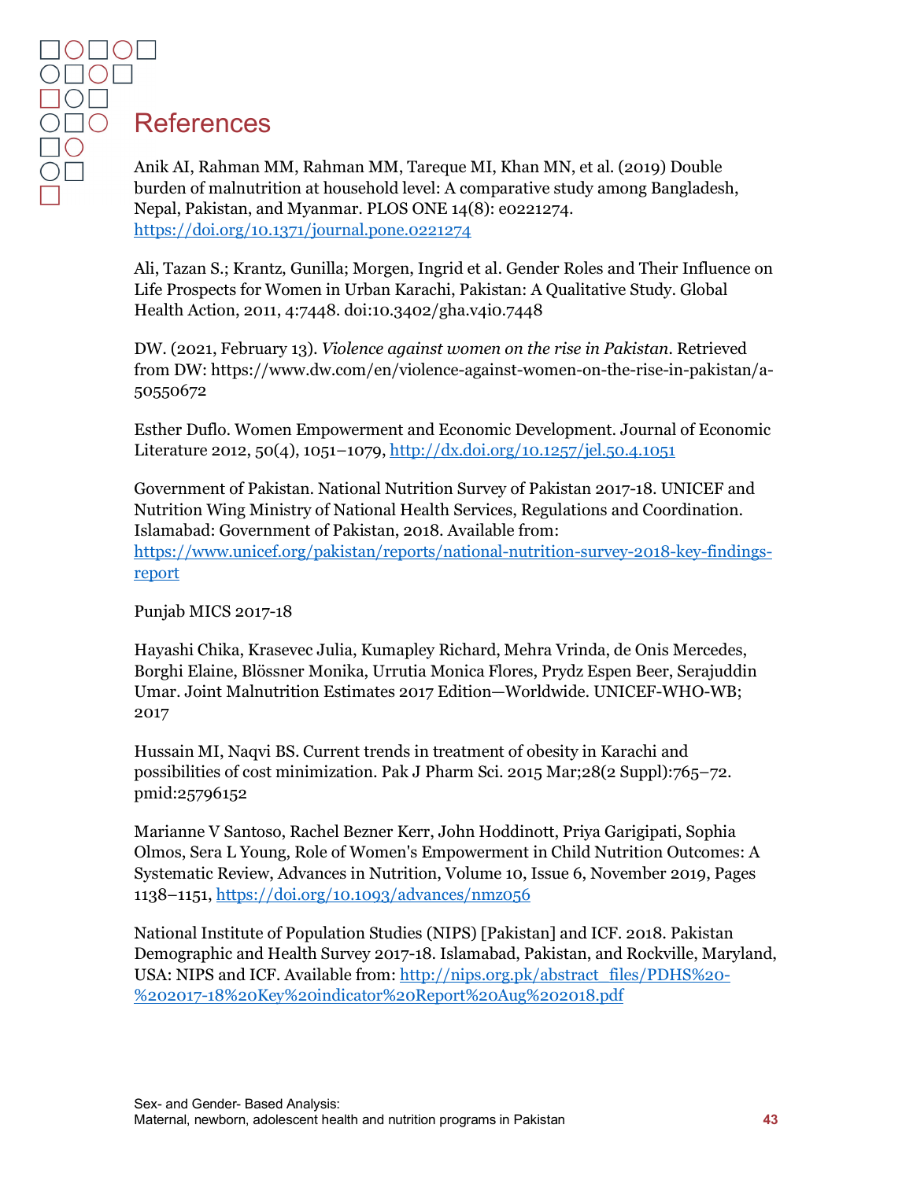# References

Anik AI, Rahman MM, Rahman MM, Tareque MI, Khan MN, et al. (2019) Double burden of malnutrition at household level: A comparative study among Bangladesh, Nepal, Pakistan, and Myanmar. PLOS ONE 14(8): e0221274. https://doi.org/10.1371/journal.pone.0221274

Ali, Tazan S.; Krantz, Gunilla; Morgen, Ingrid et al. Gender Roles and Their Influence on Life Prospects for Women in Urban Karachi, Pakistan: A Qualitative Study. Global Health Action, 2011, 4:7448. doi:10.3402/gha.v4i0.7448

DW. (2021, February 13). *Violence against women on the rise in Pakistan*. Retrieved from DW: https://www.dw.com/en/violence-against-women-on-the-rise-in-pakistan/a-50550672

Esther Duflo. Women Empowerment and Economic Development. Journal of Economic Literature 2012, 50(4), 1051–1079, http://dx.doi.org/10.1257/jel.50.4.1051

Government of Pakistan. National Nutrition Survey of Pakistan 2017-18. UNICEF and Nutrition Wing Ministry of National Health Services, Regulations and Coordination. Islamabad: Government of Pakistan, 2018. Available from: https://www.unicef.org/pakistan/reports/national-nutrition-survey-2018-key-findings-report

Punjab MICS 2017-18

Hayashi Chika, Krasevec Julia, Kumapley Richard, Mehra Vrinda, de Onis Mercedes, Borghi Elaine, Blössner Monika, Urrutia Monica Flores, Prydz Espen Beer, Serajuddin Umar. Joint Malnutrition Estimates 2017 Edition—Worldwide. UNICEF-WHO-WB; 2017

Hussain MI, Naqvi BS. Current trends in treatment of obesity in Karachi and possibilities of cost minimization. Pak J Pharm Sci. 2015 Mar;28(2 Suppl):765–72. pmid:25796152

Marianne V Santoso, Rachel Bezner Kerr, John Hoddinott, Priya Garigipati, Sophia Olmos, Sera L Young, Role of Women's Empowerment in Child Nutrition Outcomes: A Systematic Review, Advances in Nutrition, Volume 10, Issue 6, November 2019, Pages 1138–1151, https://doi.org/10.1093/advances/nmz056

National Institute of Population Studies (NIPS) [Pakistan] and ICF. 2018. Pakistan Demographic and Health Survey 2017-18. Islamabad, Pakistan, and Rockville, Maryland, USA: NIPS and ICF. Available from: http://nips.org.pk/abstract_files/PDHS%20-%202017-18%20Key%20indicator%20Report%20Aug%202018.pdf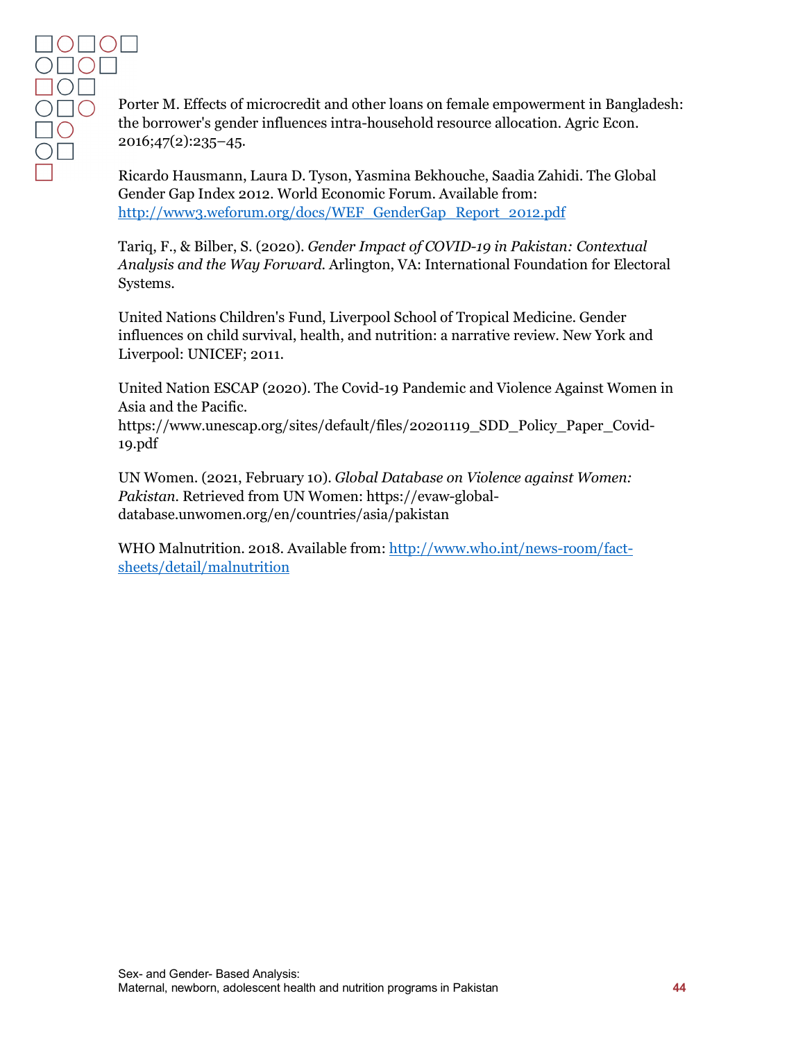Porter M. Effects of microcredit and other loans on female empowerment in Bangladesh: the borrower's gender influences intra-household resource allocation. Agric Econ. 2016;47(2):235–45.

Ricardo Hausmann, Laura D. Tyson, Yasmina Bekhouche, Saadia Zahidi. The Global Gender Gap Index 2012. World Economic Forum. Available from: [http://www3.weforum.org/docs/WEF_GenderGap_Report_2012.pdf](http://www3.weforum.org/docs/WEF_GenderGap_Report_2012.pdf)

Tariq, F., & Bilber, S. (2020). *Gender Impact of COVID-19 in Pakistan: Contextual Analysis and the Way Forward.* Arlington, VA: International Foundation for Electoral Systems.

United Nations Children's Fund, Liverpool School of Tropical Medicine. Gender influences on child survival, health, and nutrition: a narrative review. New York and Liverpool: UNICEF; 2011.

United Nation ESCAP (2020). The Covid-19 Pandemic and Violence Against Women in Asia and the Pacific. https://www.unescap.org/sites/default/files/20201119_SDD_Policy_Paper_Covid-19.pdf

UN Women. (2021, February 10). *Global Database on Violence against Women: Pakistan.* Retrieved from UN Women: https://evaw-global-database.unwomen.org/en/countries/asia/pakistan

WHO Malnutrition. 2018. Available from: [http://www.who.int/news-room/fact-sheets/detail/malnutrition](http://www.who.int/news-room/fact-sheets/detail/malnutrition)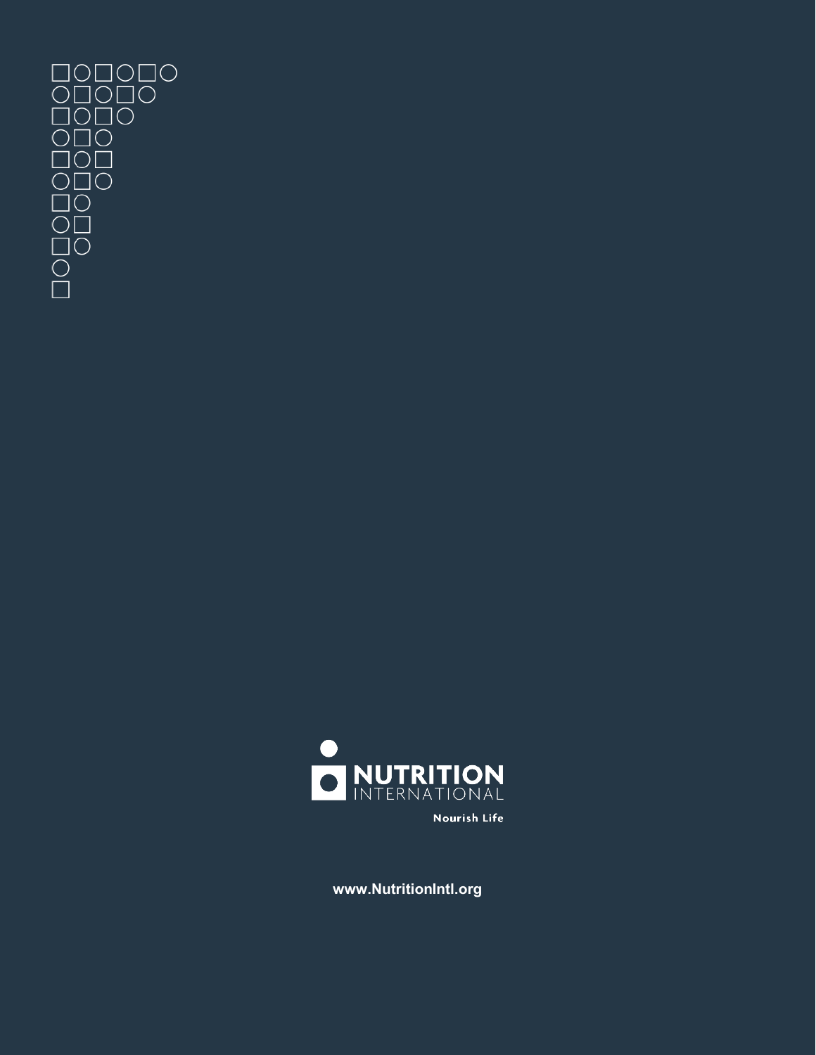NUTRITION
INTERNATIONAL

Nourish Life

www.NutritionIntl.org